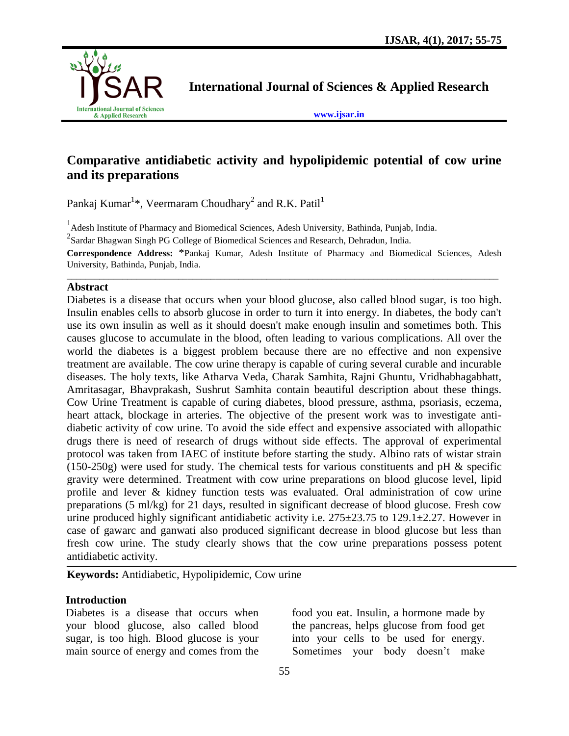# Comparative antidiabetic activity and hypolipidemic potential of cow urine and its preparations

Pankaj Kumar[1]*, Veermaram Choudhary[2] and R.K. Patil[1]

[1]Adesh Institute of Pharmacy and Biomedical Sciences, Adesh University, Bathinda, Punjab, India.

[2]Sardar Bhagwan Singh PG College of Biomedical Sciences and Research, Dehradun, India.

**Correspondence Address:** *Pankaj Kumar, Adesh Institute of Pharmacy and Biomedical Sciences, Adesh University, Bathinda, Punjab, India.

## Abstract

Diabetes is a disease that occurs when your blood glucose, also called blood sugar, is too high. Insulin enables cells to absorb glucose in order to turn it into energy. In diabetes, the body can't use its own insulin as well as it should doesn't make enough insulin and sometimes both. This causes glucose to accumulate in the blood, often leading to various complications. All over the world the diabetes is a biggest problem because there are no effective and non expensive treatment are available. The cow urine therapy is capable of curing several curable and incurable diseases. The holy texts, like Atharva Veda, Charak Samhita, Rajni Ghuntu, Vridhabhagabhatt, Amritasagar, Bhavprakash, Sushrut Samhita contain beautiful description about these things. Cow Urine Treatment is capable of curing diabetes, blood pressure, asthma, psoriasis, eczema, heart attack, blockage in arteries. The objective of the present work was to investigate anti-diabetic activity of cow urine. To avoid the side effect and expensive associated with allopathic drugs there is need of research of drugs without side effects. The approval of experimental protocol was taken from IAEC of institute before starting the study. Albino rats of wistar strain (150-250g) were used for study. The chemical tests for various constituents and pH & specific gravity were determined. Treatment with cow urine preparations on blood glucose level, lipid profile and lever & kidney function tests was evaluated. Oral administration of cow urine preparations (5 ml/kg) for 21 days, resulted in significant decrease of blood glucose. Fresh cow urine produced highly significant antidiabetic activity i.e. 275±23.75 to 129.1±2.27. However in case of gawarc and ganwati also produced significant decrease in blood glucose but less than fresh cow urine. The study clearly shows that the cow urine preparations possess potent antidiabetic activity.

**Keywords:** Antidiabetic, Hypolipidemic, Cow urine

## Introduction

Diabetes is a disease that occurs when your blood glucose, also called blood sugar, is too high. Blood glucose is your main source of energy and comes from the food you eat. Insulin, a hormone made by the pancreas, helps glucose from food get into your cells to be used for energy. Sometimes your body doesn't make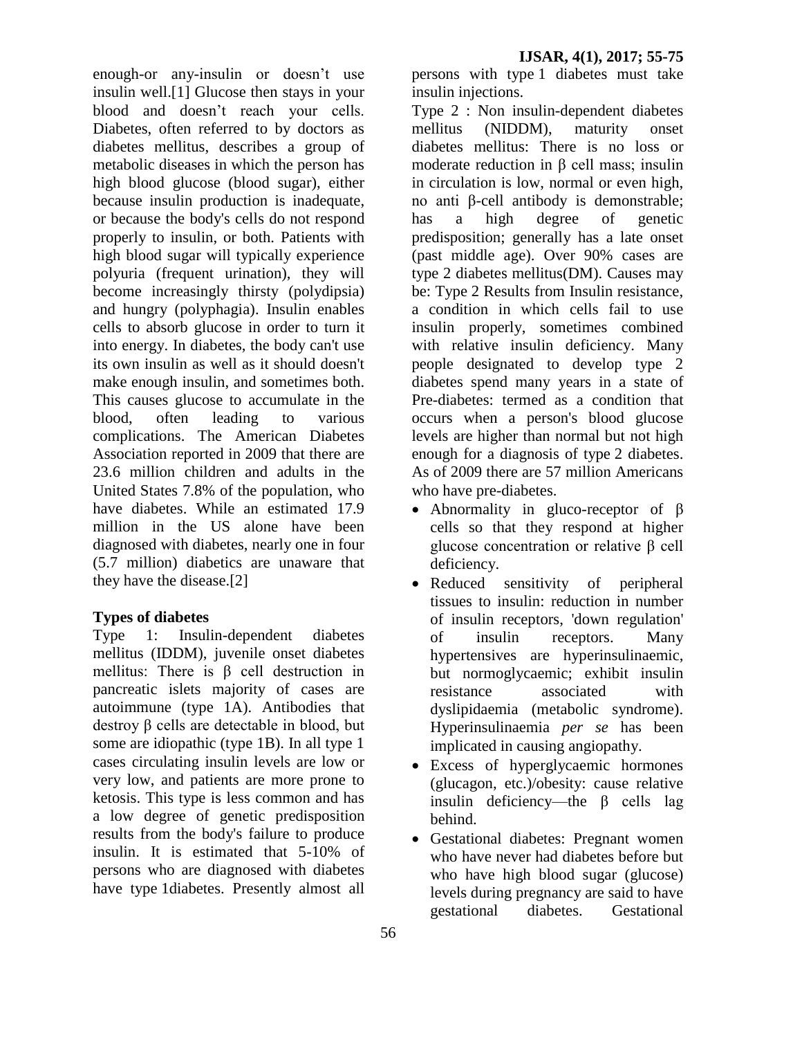enough-or any-insulin or doesn't use insulin well.[1] Glucose then stays in your blood and doesn't reach your cells. Diabetes, often referred to by doctors as diabetes mellitus, describes a group of metabolic diseases in which the person has high blood glucose (blood sugar), either because insulin production is inadequate, or because the body's cells do not respond properly to insulin, or both. Patients with high blood sugar will typically experience polyuria (frequent urination), they will become increasingly thirsty (polydipsia) and hungry (polyphagia). Insulin enables cells to absorb glucose in order to turn it into energy. In diabetes, the body can't use its own insulin as well as it should doesn't make enough insulin, and sometimes both. This causes glucose to accumulate in the blood, often leading to various complications. The American Diabetes Association reported in 2009 that there are 23.6 million children and adults in the United States 7.8% of the population, who have diabetes. While an estimated 17.9 million in the US alone have been diagnosed with diabetes, nearly one in four (5.7 million) diabetics are unaware that they have the disease.[2]

**Types of diabetes**

Type 1: Insulin-dependent diabetes mellitus (IDDM), juvenile onset diabetes mellitus: There is β cell destruction in pancreatic islets majority of cases are autoimmune (type 1A). Antibodies that destroy β cells are detectable in blood, but some are idiopathic (type 1B). In all type 1 cases circulating insulin levels are low or very low, and patients are more prone to ketosis. This type is less common and has a low degree of genetic predisposition results from the body's failure to produce insulin. It is estimated that 5-10% of persons who are diagnosed with diabetes have type 1diabetes. Presently almost all persons with type 1 diabetes must take insulin injections.

Type 2 : Non insulin-dependent diabetes mellitus (NIDDM), maturity onset diabetes mellitus: There is no loss or moderate reduction in β cell mass; insulin in circulation is low, normal or even high, no anti β-cell antibody is demonstrable; has a high degree of genetic predisposition; generally has a late onset (past middle age). Over 90% cases are type 2 diabetes mellitus(DM). Causes may be: Type 2 Results from Insulin resistance, a condition in which cells fail to use insulin properly, sometimes combined with relative insulin deficiency. Many people designated to develop type 2 diabetes spend many years in a state of Pre-diabetes: termed as a condition that occurs when a person's blood glucose levels are higher than normal but not high enough for a diagnosis of type 2 diabetes. As of 2009 there are 57 million Americans who have pre-diabetes.

- Abnormality in gluco-receptor of β cells so that they respond at higher glucose concentration or relative β cell deficiency.
- Reduced sensitivity of peripheral tissues to insulin: reduction in number of insulin receptors, 'down regulation' of insulin receptors. Many hypertensives are hyperinsulinaemic, but normoglycaemic; exhibit insulin resistance associated with dyslipidaemia (metabolic syndrome). Hyperinsulinaemia *per se* has been implicated in causing angiopathy.
- Excess of hyperglycaemic hormones (glucagon, etc.)/obesity: cause relative insulin deficiency—the β cells lag behind.
- Gestational diabetes: Pregnant women who have never had diabetes before but who have high blood sugar (glucose) levels during pregnancy are said to have gestational diabetes. Gestational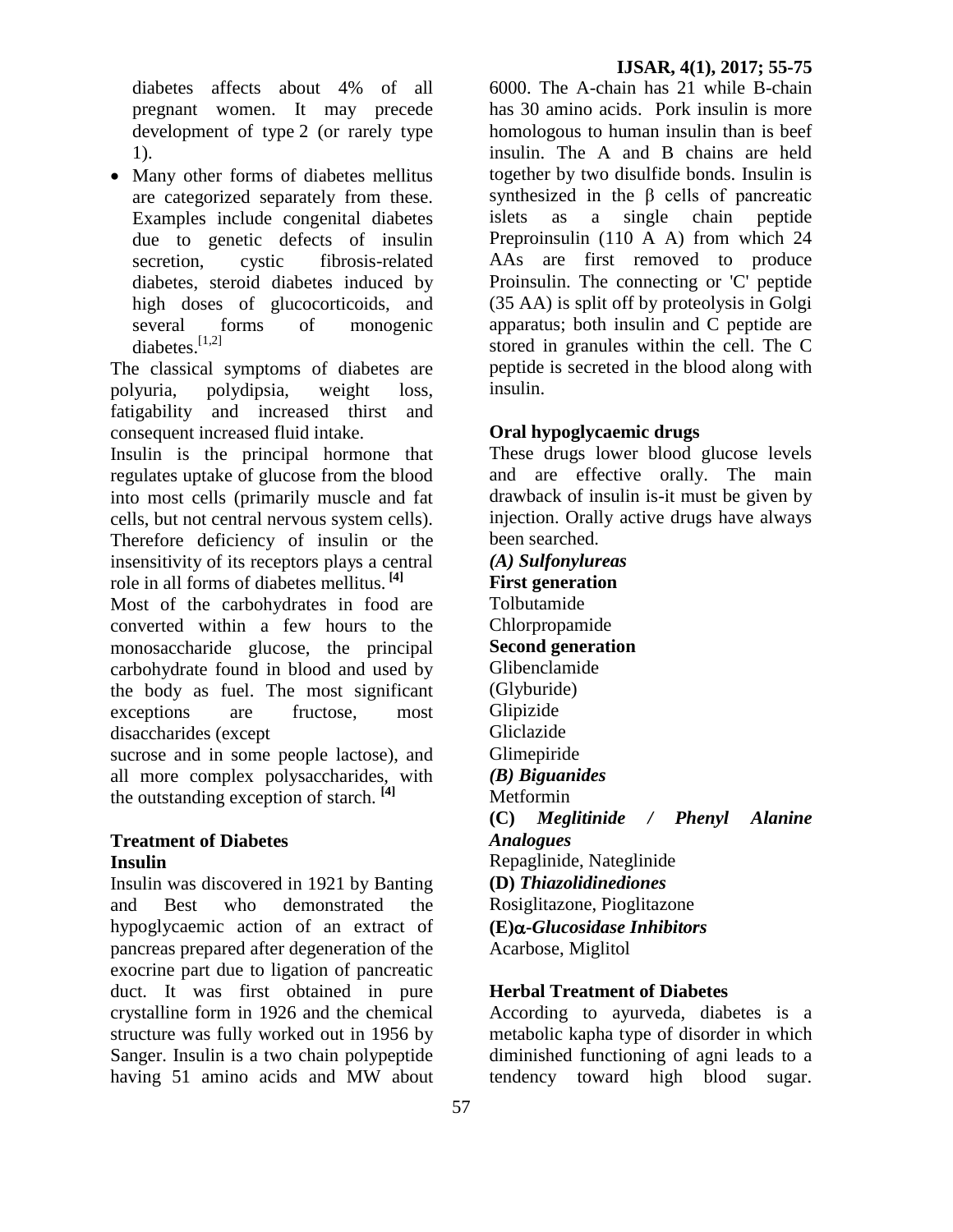diabetes affects about 4% of all pregnant women. It may precede development of type 2 (or rarely type 1).

- Many other forms of diabetes mellitus are categorized separately from these. Examples include congenital diabetes due to genetic defects of insulin secretion, cystic fibrosis-related diabetes, steroid diabetes induced by high doses of glucocorticoids, and several forms of monogenic diabetes.[1,2]

The classical symptoms of diabetes are polyuria, polydipsia, weight loss, fatigability and increased thirst and consequent increased fluid intake.

Insulin is the principal hormone that regulates uptake of glucose from the blood into most cells (primarily muscle and fat cells, but not central nervous system cells). Therefore deficiency of insulin or the insensitivity of its receptors plays a central role in all forms of diabetes mellitus. [4]

Most of the carbohydrates in food are converted within a few hours to the monosaccharide glucose, the principal carbohydrate found in blood and used by the body as fuel. The most significant exceptions are fructose, most disaccharides (except sucrose and in some people lactose), and all more complex polysaccharides, with the outstanding exception of starch. [4]

## Treatment of Diabetes

### Insulin

Insulin was discovered in 1921 by Banting and Best who demonstrated the hypoglycaemic action of an extract of pancreas prepared after degeneration of the exocrine part due to ligation of pancreatic duct. It was first obtained in pure crystalline form in 1926 and the chemical structure was fully worked out in 1956 by Sanger. Insulin is a two chain polypeptide having 51 amino acids and MW about 6000. The A-chain has 21 while B-chain has 30 amino acids. Pork insulin is more homologous to human insulin than is beef insulin. The A and B chains are held together by two disulfide bonds. Insulin is synthesized in the β cells of pancreatic islets as a single chain peptide Preproinsulin (110 A A) from which 24 AAs are first removed to produce Proinsulin. The connecting or 'C' peptide (35 AA) is split off by proteolysis in Golgi apparatus; both insulin and C peptide are stored in granules within the cell. The C peptide is secreted in the blood along with insulin.

### Oral hypoglycaemic drugs

These drugs lower blood glucose levels and are effective orally. The main drawback of insulin is-it must be given by injection. Orally active drugs have always been searched.

***(A) Sulfonylureas***

**First generation**

Tolbutamide
Chlorpropamide

**Second generation**

Glibenclamide
(Glyburide)
Glipizide
Gliclazide
Glimepiride

***(B) Biguanides***

Metformin

**(C)** ***Meglitinide / Phenyl Alanine Analogues***

Repaglinide, Nateglinide

**(D)** ***Thiazolidinediones***

Rosiglitazone, Pioglitazone

**(E)*α-Glucosidase Inhibitors***

Acarbose, Miglitol

### Herbal Treatment of Diabetes

According to ayurveda, diabetes is a metabolic kapha type of disorder in which diminished functioning of agni leads to a tendency toward high blood sugar.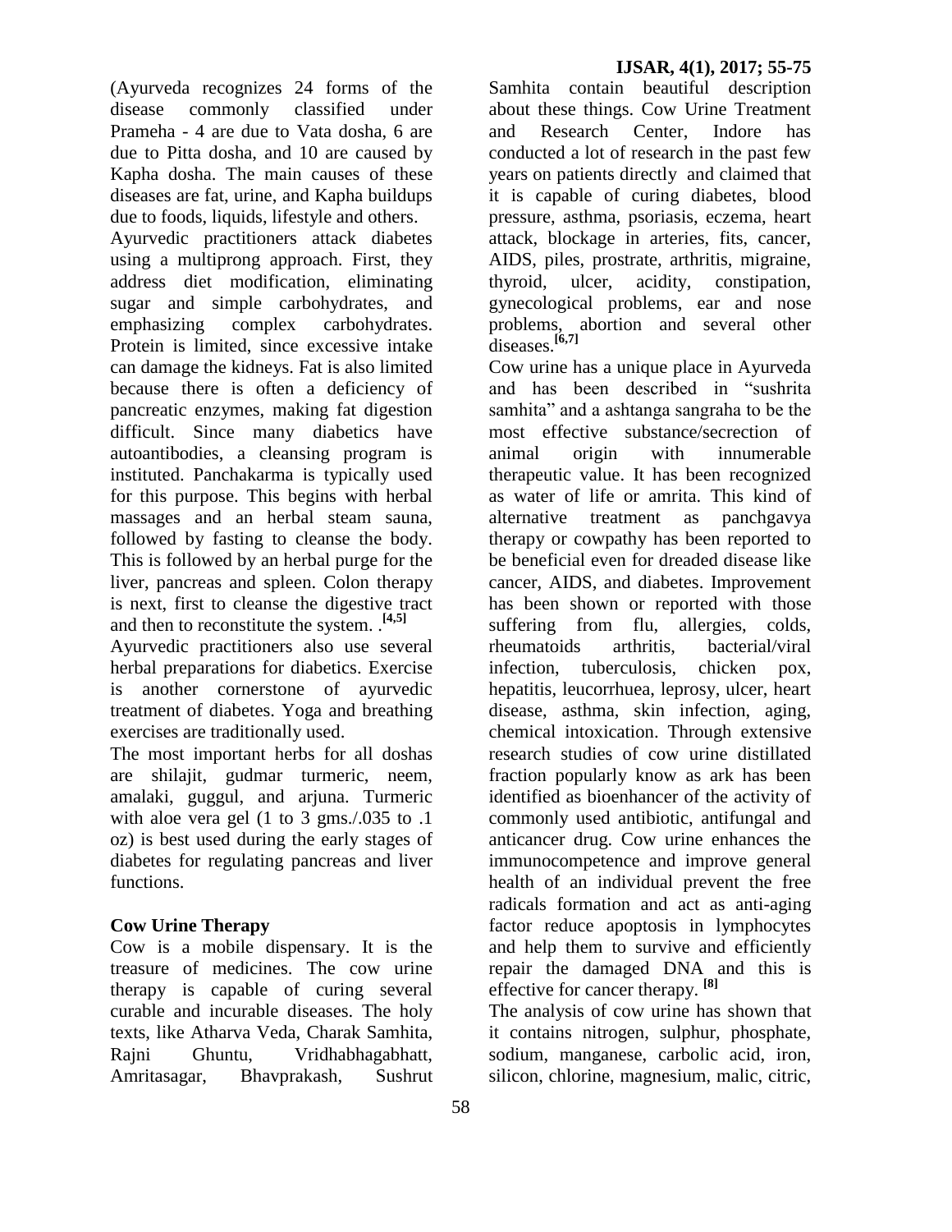(Ayurveda recognizes 24 forms of the disease commonly classified under Prameha - 4 are due to Vata dosha, 6 are due to Pitta dosha, and 10 are caused by Kapha dosha. The main causes of these diseases are fat, urine, and Kapha buildups due to foods, liquids, lifestyle and others.

Ayurvedic practitioners attack diabetes using a multiprong approach. First, they address diet modification, eliminating sugar and simple carbohydrates, and emphasizing complex carbohydrates. Protein is limited, since excessive intake can damage the kidneys. Fat is also limited because there is often a deficiency of pancreatic enzymes, making fat digestion difficult. Since many diabetics have autoantibodies, a cleansing program is instituted. Panchakarma is typically used for this purpose. This begins with herbal massages and an herbal steam sauna, followed by fasting to cleanse the body. This is followed by an herbal purge for the liver, pancreas and spleen. Colon therapy is next, first to cleanse the digestive tract and then to reconstitute the system. .[4,5]

Ayurvedic practitioners also use several herbal preparations for diabetics. Exercise is another cornerstone of ayurvedic treatment of diabetes. Yoga and breathing exercises are traditionally used.

The most important herbs for all doshas are shilajit, gudmar turmeric, neem, amalaki, guggul, and arjuna. Turmeric with aloe vera gel (1 to 3 gms./.035 to .1 oz) is best used during the early stages of diabetes for regulating pancreas and liver functions.

## Cow Urine Therapy

Cow is a mobile dispensary. It is the treasure of medicines. The cow urine therapy is capable of curing several curable and incurable diseases. The holy texts, like Atharva Veda, Charak Samhita, Rajni Ghuntu, Vridhabhagabhatt, Amritasagar, Bhavprakash, Sushrut Samhita contain beautiful description about these things. Cow Urine Treatment and Research Center, Indore has conducted a lot of research in the past few years on patients directly and claimed that it is capable of curing diabetes, blood pressure, asthma, psoriasis, eczema, heart attack, blockage in arteries, fits, cancer, AIDS, piles, prostrate, arthritis, migraine, thyroid, ulcer, acidity, constipation, gynecological problems, ear and nose problems, abortion and several other diseases.[6,7]

Cow urine has a unique place in Ayurveda and has been described in "sushrita samhita" and a ashtanga sangraha to be the most effective substance/secrection of animal origin with innumerable therapeutic value. It has been recognized as water of life or amrita. This kind of alternative treatment as panchgavya therapy or cowpathy has been reported to be beneficial even for dreaded disease like cancer, AIDS, and diabetes. Improvement has been shown or reported with those suffering from flu, allergies, colds, rheumatoids arthritis, bacterial/viral infection, tuberculosis, chicken pox, hepatitis, leucorrhuea, leprosy, ulcer, heart disease, asthma, skin infection, aging, chemical intoxication. Through extensive research studies of cow urine distillated fraction popularly know as ark has been identified as bioenhancer of the activity of commonly used antibiotic, antifungal and anticancer drug. Cow urine enhances the immunocompetence and improve general health of an individual prevent the free radicals formation and act as anti-aging factor reduce apoptosis in lymphocytes and help them to survive and efficiently repair the damaged DNA and this is effective for cancer therapy. [8]

The analysis of cow urine has shown that it contains nitrogen, sulphur, phosphate, sodium, manganese, carbolic acid, iron, silicon, chlorine, magnesium, malic, citric,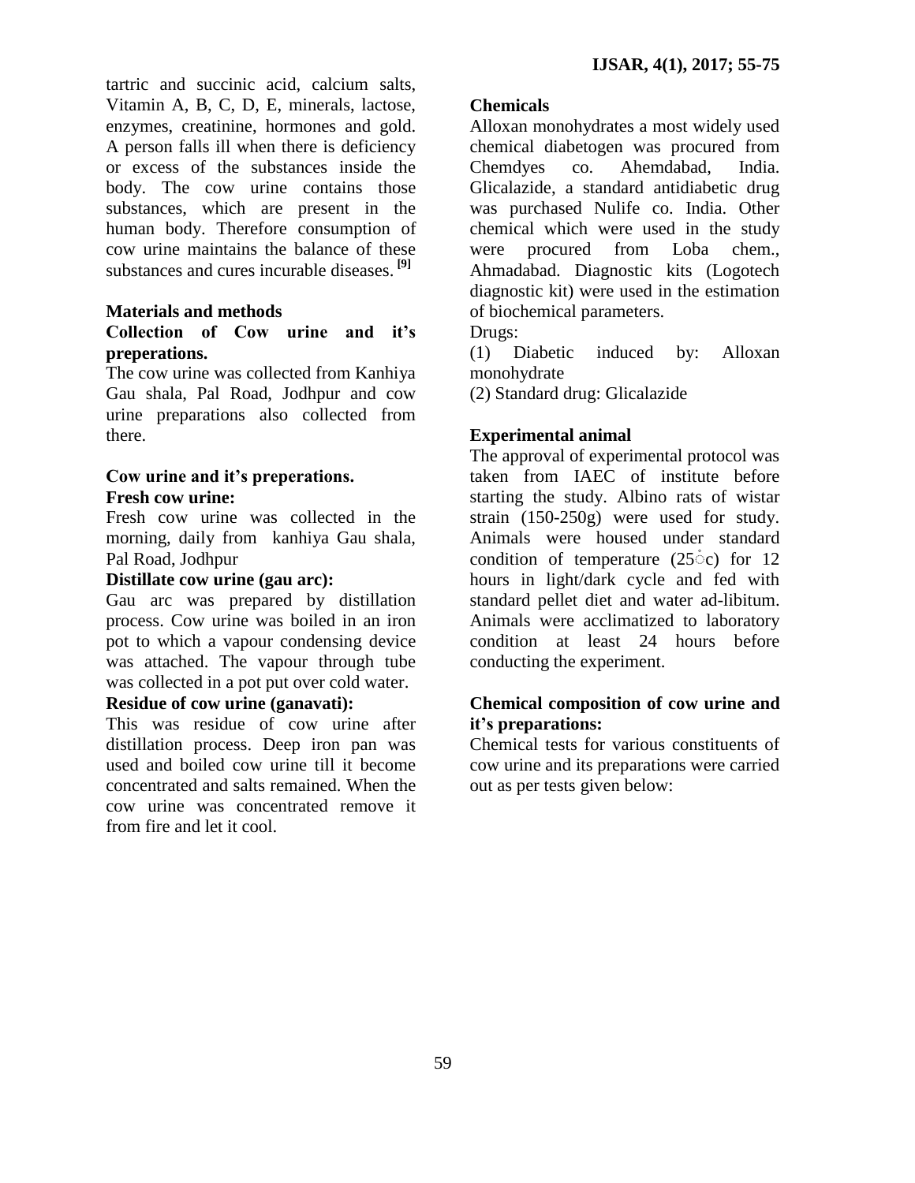tartric and succinic acid, calcium salts, Vitamin A, B, C, D, E, minerals, lactose, enzymes, creatinine, hormones and gold. A person falls ill when there is deficiency or excess of the substances inside the body. The cow urine contains those substances, which are present in the human body. Therefore consumption of cow urine maintains the balance of these substances and cures incurable diseases. [9]

## Materials and methods

### Collection of Cow urine and it's preperations.

The cow urine was collected from Kanhiya Gau shala, Pal Road, Jodhpur and cow urine preparations also collected from there.

### Cow urine and it's preperations.

**Fresh cow urine:**

Fresh cow urine was collected in the morning, daily from kanhiya Gau shala, Pal Road, Jodhpur

**Distillate cow urine (gau arc):**

Gau arc was prepared by distillation process. Cow urine was boiled in an iron pot to which a vapour condensing device was attached. The vapour through tube was collected in a pot put over cold water.

**Residue of cow urine (ganavati):**

This was residue of cow urine after distillation process. Deep iron pan was used and boiled cow urine till it become concentrated and salts remained. When the cow urine was concentrated remove it from fire and let it cool.

### Chemicals

Alloxan monohydrates a most widely used chemical diabetogen was procured from Chemdyes co. Ahemdabad, India. Glicalazide, a standard antidiabetic drug was purchased Nulife co. India. Other chemical which were used in the study were procured from Loba chem., Ahmadabad. Diagnostic kits (Logotech diagnostic kit) were used in the estimation of biochemical parameters.

Drugs:

(1) Diabetic induced by: Alloxan monohydrate

(2) Standard drug: Glicalazide

### Experimental animal

The approval of experimental protocol was taken from IAEC of institute before starting the study. Albino rats of wistar strain (150-250g) were used for study. Animals were housed under standard condition of temperature (25°c) for 12 hours in light/dark cycle and fed with standard pellet diet and water ad-libitum. Animals were acclimatized to laboratory condition at least 24 hours before conducting the experiment.

### Chemical composition of cow urine and it's preparations:

Chemical tests for various constituents of cow urine and its preparations were carried out as per tests given below: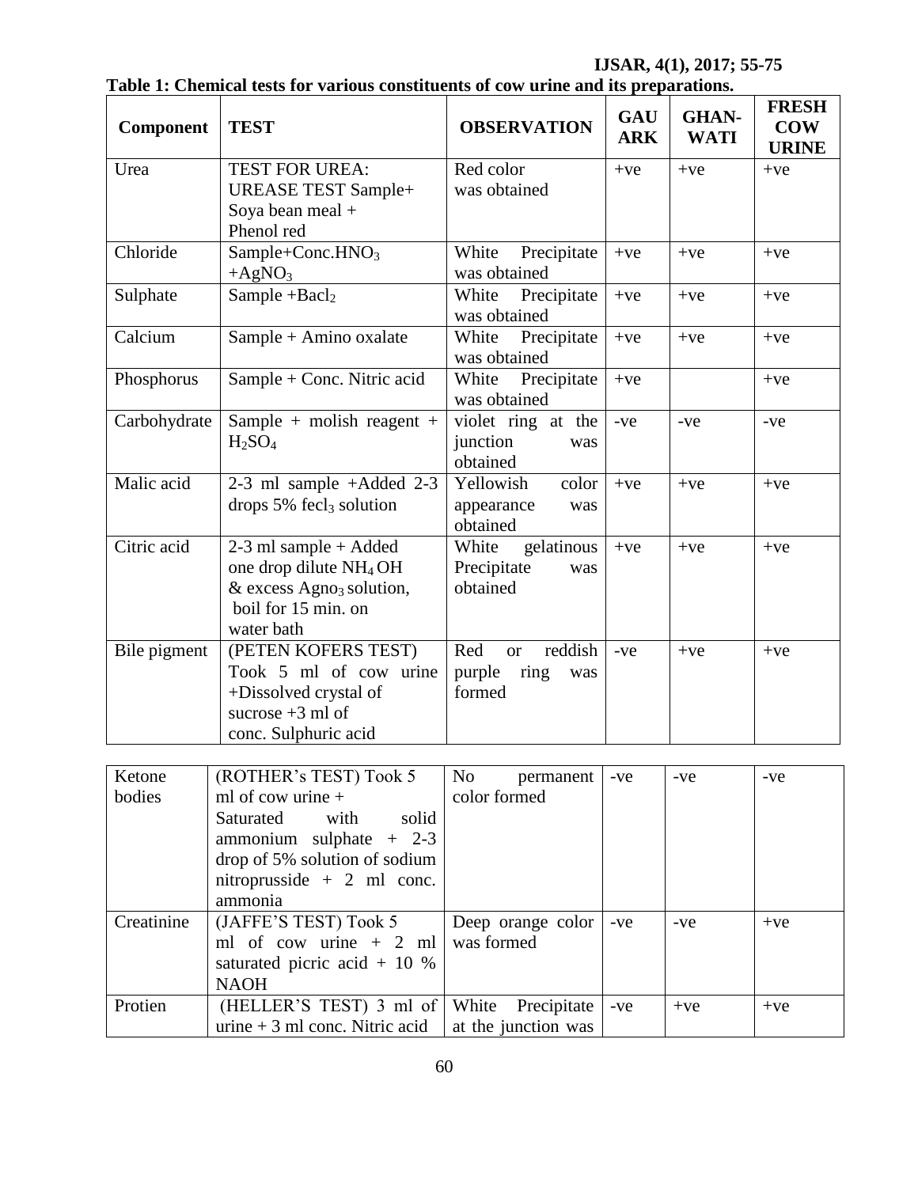**Table 1: Chemical tests for various constituents of cow urine and its preparations.**

| Component | TEST | OBSERVATION | GAU ARK | GHAN-WATI | FRESH COW URINE |
|---|---|---|---|---|---|
| Urea | TEST FOR UREA: UREASE TEST Sample+ Soya bean meal + Phenol red | Red color was obtained | +ve | +ve | +ve |
| Chloride | Sample+Conc.$HNO_3$ +$AgNO_3$ | White Precipitate was obtained | +ve | +ve | +ve |
| Sulphate | Sample +$Bacl_2$ | White Precipitate was obtained | +ve | +ve | +ve |
| Calcium | Sample + Amino oxalate | White Precipitate was obtained | +ve | +ve | +ve |
| Phosphorus | Sample + Conc. Nitric acid | White Precipitate was obtained | +ve | | +ve |
| Carbohydrate | Sample + molish reagent + $H_2SO_4$ | violet ring at the junction was obtained | -ve | -ve | -ve |
| Malic acid | 2-3 ml sample +Added 2-3 drops 5% $fecl_3$ solution | Yellowish color appearance was obtained | +ve | +ve | +ve |
| Citric acid | 2-3 ml sample + Added one drop dilute $NH_4OH$ & excess $Agno_3$ solution, boil for 15 min. on water bath | White gelatinous Precipitate was obtained | +ve | +ve | +ve |
| Bile pigment | (PETEN KOFERS TEST) Took 5 ml of cow urine +Dissolved crystal of sucrose +3 ml of conc. Sulphuric acid | Red or reddish purple ring was formed | -ve | +ve | +ve |
| Ketone bodies | (ROTHER's TEST) Took 5 ml of cow urine + Saturated with solid ammonium sulphate + 2-3 drop of 5% solution of sodium nitroprusside + 2 ml conc. ammonia | No permanent color formed | -ve | -ve | -ve |
| Creatinine | (JAFFE'S TEST) Took 5 ml of cow urine + 2 ml saturated picric acid + 10 % NAOH | Deep orange color was formed | -ve | -ve | +ve |
| Protien | (HELLER'S TEST) 3 ml of urine + 3 ml conc. Nitric acid | White Precipitate at the junction was | -ve | +ve | +ve |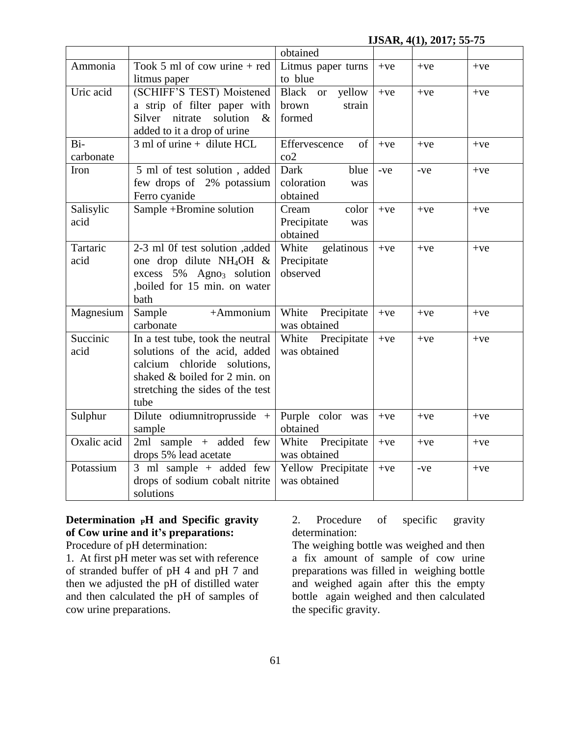| | | obtained | | | |
|---|---|---|---|---|---|
| Ammonia | Took 5 ml of cow urine + red litmus paper | Litmus paper turns to blue | +ve | +ve | +ve |
| Uric acid | (SCHIFF'S TEST) Moistened a strip of filter paper with Silver nitrate solution & added to it a drop of urine | Black or yellow brown strain formed | +ve | +ve | +ve |
| Bi-carbonate | 3 ml of urine + dilute HCL | Effervescence of co2 | +ve | +ve | +ve |
| Iron | 5 ml of test solution , added few drops of 2% potassium Ferro cyanide | Dark blue coloration was obtained | -ve | -ve | +ve |
| Salisylic acid | Sample +Bromine solution | Cream color Precipitate was obtained | +ve | +ve | +ve |
| Tartaric acid | 2-3 ml 0f test solution ,added one drop dilute $NH_4OH$ & excess 5% $Agno_3$ solution ,boiled for 15 min. on water bath | White gelatinous Precipitate observed | +ve | +ve | +ve |
| Magnesium | Sample +Ammonium carbonate | White Precipitate was obtained | +ve | +ve | +ve |
| Succinic acid | In a test tube, took the neutral solutions of the acid, added calcium chloride solutions, shaked & boiled for 2 min. on stretching the sides of the test tube | White Precipitate was obtained | +ve | +ve | +ve |
| Sulphur | Dilute odiumnitroprusside + sample | Purple color was obtained | +ve | +ve | +ve |
| Oxalic acid | 2ml sample + added few drops 5% lead acetate | White Precipitate was obtained | +ve | +ve | +ve |
| Potassium | 3 ml sample + added few drops of sodium cobalt nitrite solutions | Yellow Precipitate was obtained | +ve | -ve | +ve |

**Determination pH and Specific gravity of Cow urine and it's preparations:**

Procedure of pH determination:

1. At first pH meter was set with reference of stranded buffer of pH 4 and pH 7 and then we adjusted the pH of distilled water and then calculated the pH of samples of cow urine preparations.

2. Procedure of specific gravity determination:

The weighing bottle was weighed and then a fix amount of sample of cow urine preparations was filled in weighing bottle and weighed again after this the empty bottle again weighed and then calculated the specific gravity.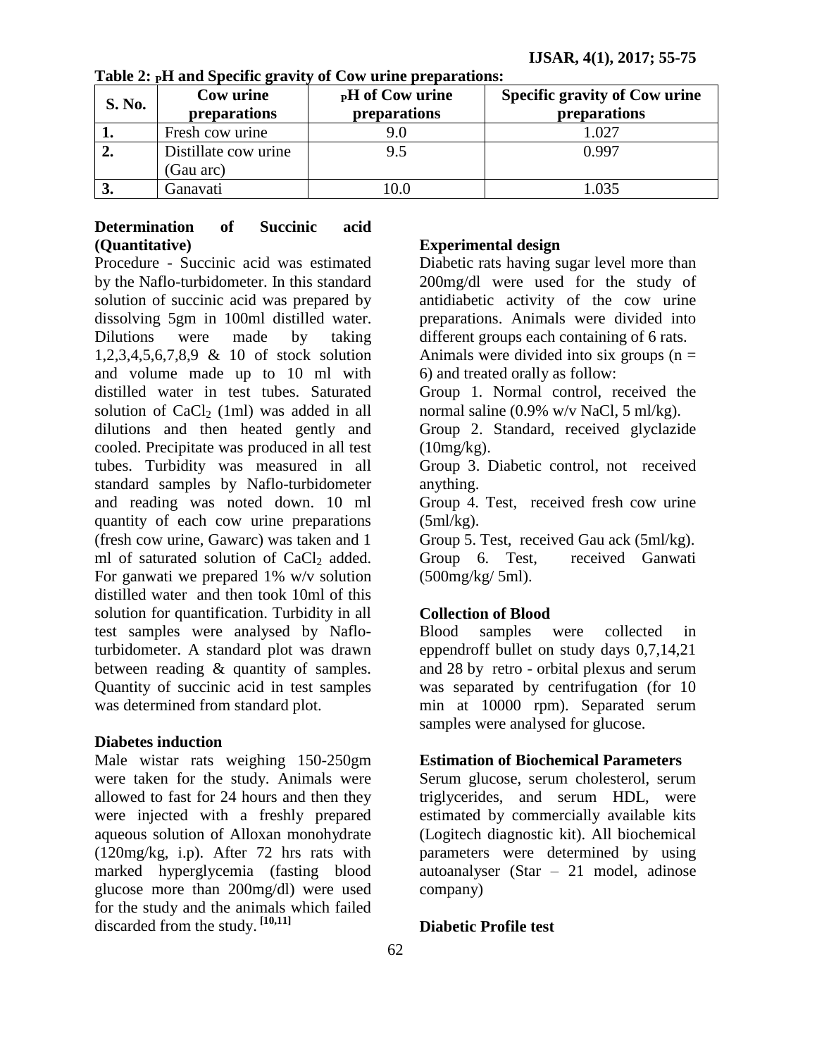**Table 2: pH and Specific gravity of Cow urine preparations:**

| S. No. | Cow urine preparations | pH of Cow urine preparations | Specific gravity of Cow urine preparations |
|---|---|---|---|
| 1. | Fresh cow urine | 9.0 | 1.027 |
| 2. | Distillate cow urine (Gau arc) | 9.5 | 0.997 |
| 3. | Ganavati | 10.0 | 1.035 |

### Determination of Succinic acid (Quantitative)

Procedure - Succinic acid was estimated by the Naflo-turbidometer. In this standard solution of succinic acid was prepared by dissolving 5gm in 100ml distilled water. Dilutions were made by taking 1,2,3,4,5,6,7,8,9 & 10 of stock solution and volume made up to 10 ml with distilled water in test tubes. Saturated solution of $CaCl_2$ (1ml) was added in all dilutions and then heated gently and cooled. Precipitate was produced in all test tubes. Turbidity was measured in all standard samples by Naflo-turbidometer and reading was noted down. 10 ml quantity of each cow urine preparations (fresh cow urine, Gawarc) was taken and 1 ml of saturated solution of $CaCl_2$ added. For ganwati we prepared 1% w/v solution distilled water and then took 10ml of this solution for quantification. Turbidity in all test samples were analysed by Naflo-turbidometer. A standard plot was drawn between reading & quantity of samples. Quantity of succinic acid in test samples was determined from standard plot.

### Diabetes induction

Male wistar rats weighing 150-250gm were taken for the study. Animals were allowed to fast for 24 hours and then they were injected with a freshly prepared aqueous solution of Alloxan monohydrate (120mg/kg, i.p). After 72 hrs rats with marked hyperglycemia (fasting blood glucose more than 200mg/dl) were used for the study and the animals which failed discarded from the study. [10,11]

### Experimental design

Diabetic rats having sugar level more than 200mg/dl were used for the study of antidiabetic activity of the cow urine preparations. Animals were divided into different groups each containing of 6 rats.

Animals were divided into six groups (n = 6) and treated orally as follow:

Group 1. Normal control, received the normal saline (0.9% w/v NaCl, 5 ml/kg).

Group 2. Standard, received glyclazide (10mg/kg).

Group 3. Diabetic control, not received anything.

Group 4. Test, received fresh cow urine (5ml/kg).

Group 5. Test, received Gau ack (5ml/kg).

Group 6. Test, received Ganwati (500mg/kg/ 5ml).

### Collection of Blood

Blood samples were collected in eppendroff bullet on study days 0,7,14,21 and 28 by retro - orbital plexus and serum was separated by centrifugation (for 10 min at 10000 rpm). Separated serum samples were analysed for glucose.

### Estimation of Biochemical Parameters

Serum glucose, serum cholesterol, serum triglycerides, and serum HDL, were estimated by commercially available kits (Logitech diagnostic kit). All biochemical parameters were determined by using autoanalyser (Star – 21 model, adinose company)

### Diabetic Profile test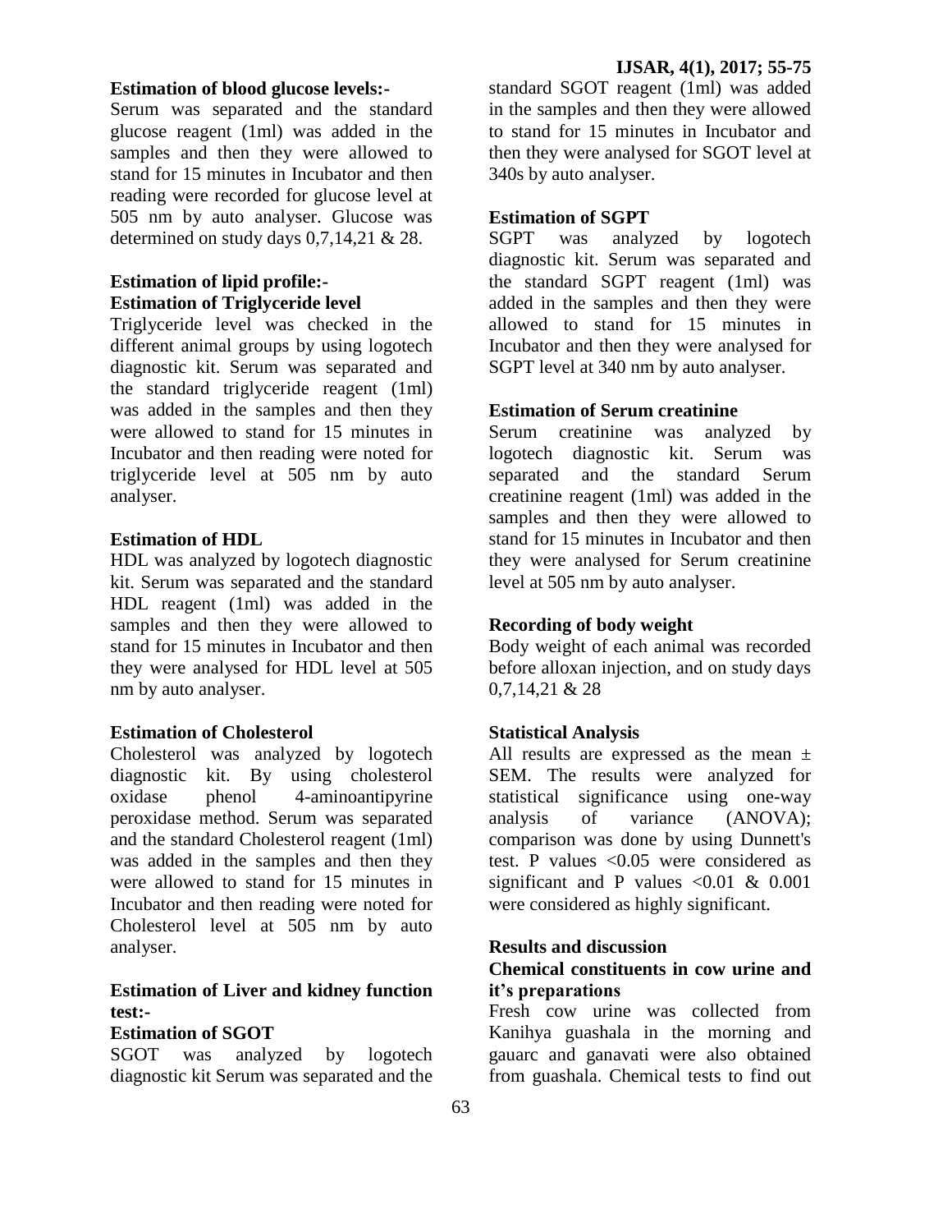**Estimation of blood glucose levels:-**

Serum was separated and the standard glucose reagent (1ml) was added in the samples and then they were allowed to stand for 15 minutes in Incubator and then reading were recorded for glucose level at 505 nm by auto analyser. Glucose was determined on study days 0,7,14,21 & 28.

**Estimation of lipid profile:-**

**Estimation of Triglyceride level**

Triglyceride level was checked in the different animal groups by using logotech diagnostic kit. Serum was separated and the standard triglyceride reagent (1ml) was added in the samples and then they were allowed to stand for 15 minutes in Incubator and then reading were noted for triglyceride level at 505 nm by auto analyser.

**Estimation of HDL**

HDL was analyzed by logotech diagnostic kit. Serum was separated and the standard HDL reagent (1ml) was added in the samples and then they were allowed to stand for 15 minutes in Incubator and then they were analysed for HDL level at 505 nm by auto analyser.

**Estimation of Cholesterol**

Cholesterol was analyzed by logotech diagnostic kit. By using cholesterol oxidase phenol 4-aminoantipyrine peroxidase method. Serum was separated and the standard Cholesterol reagent (1ml) was added in the samples and then they were allowed to stand for 15 minutes in Incubator and then reading were noted for Cholesterol level at 505 nm by auto analyser.

**Estimation of Liver and kidney function test:-**

**Estimation of SGOT**

SGOT was analyzed by logotech diagnostic kit Serum was separated and the standard SGOT reagent (1ml) was added in the samples and then they were allowed to stand for 15 minutes in Incubator and then they were analysed for SGOT level at 340s by auto analyser.

**Estimation of SGPT**

SGPT was analyzed by logotech diagnostic kit. Serum was separated and the standard SGPT reagent (1ml) was added in the samples and then they were allowed to stand for 15 minutes in Incubator and then they were analysed for SGPT level at 340 nm by auto analyser.

**Estimation of Serum creatinine**

Serum creatinine was analyzed by logotech diagnostic kit. Serum was separated and the standard Serum creatinine reagent (1ml) was added in the samples and then they were allowed to stand for 15 minutes in Incubator and then they were analysed for Serum creatinine level at 505 nm by auto analyser.

**Recording of body weight**

Body weight of each animal was recorded before alloxan injection, and on study days 0,7,14,21 & 28

**Statistical Analysis**

All results are expressed as the mean ± SEM. The results were analyzed for statistical significance using one-way analysis of variance (ANOVA); comparison was done by using Dunnett's test. P values $<0.05$ were considered as significant and P values $<0.01$ & $0.001$ were considered as highly significant.

**Results and discussion**

**Chemical constituents in cow urine and it's preparations**

Fresh cow urine was collected from Kanihya guashala in the morning and gauarc and ganavati were also obtained from guashala. Chemical tests to find out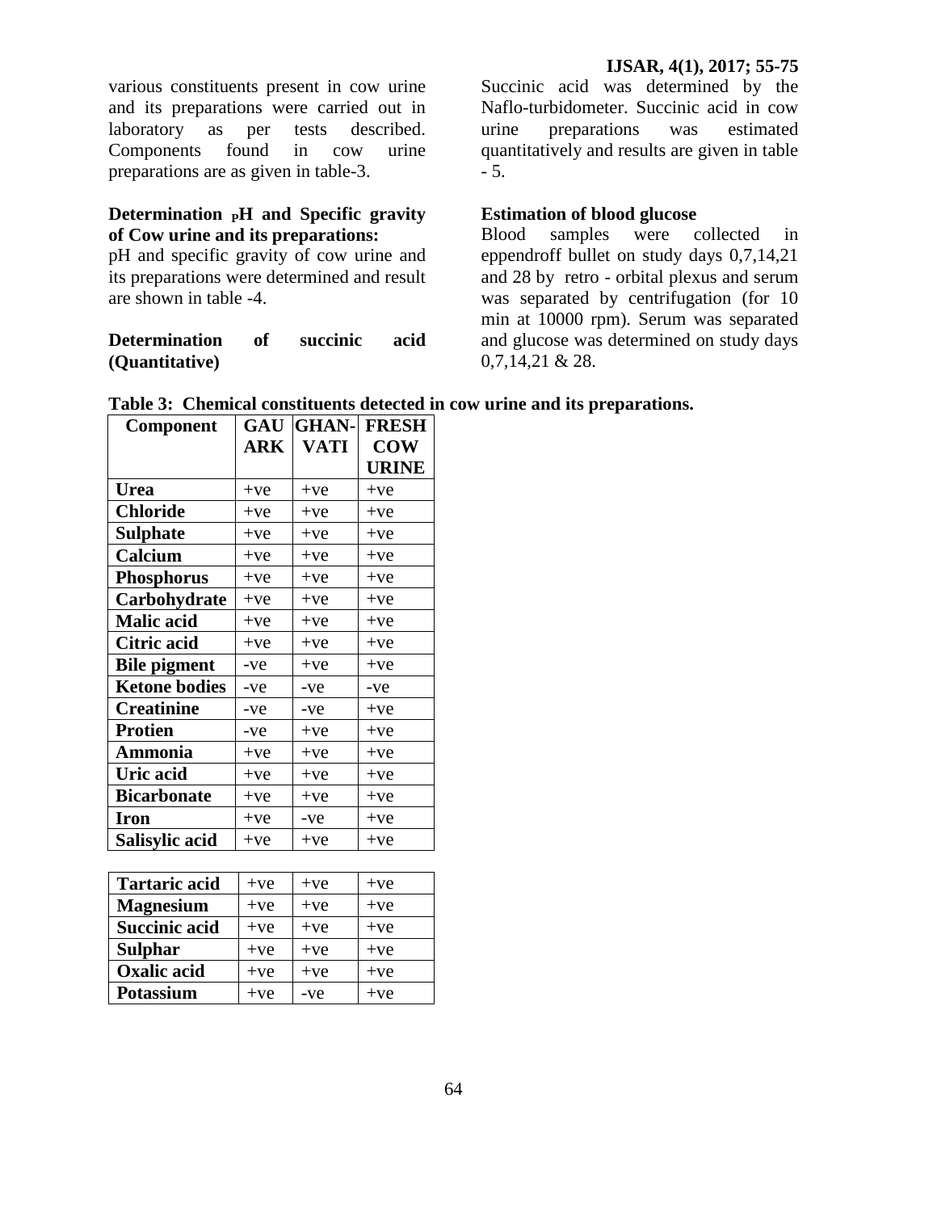various constituents present in cow urine and its preparations were carried out in laboratory as per tests described. Components found in cow urine preparations are as given in table-3.

**Determination $_{P}$H and Specific gravity of Cow urine and its preparations:**

pH and specific gravity of cow urine and its preparations were determined and result are shown in table -4.

**Determination of succinic acid (Quantitative)**

Succinic acid was determined by the Naflo-turbidometer. Succinic acid in cow urine preparations was estimated quantitatively and results are given in table - 5.

**Estimation of blood glucose**

Blood samples were collected in eppendroff bullet on study days 0,7,14,21 and 28 by retro - orbital plexus and serum was separated by centrifugation (for 10 min at 10000 rpm). Serum was separated and glucose was determined on study days 0,7,14,21 & 28.

**Table 3: Chemical constituents detected in cow urine and its preparations.**

| Component | GAU ARK | GHAN-VATI | FRESH COW URINE |
|---|---|---|---|
| **Urea** | +ve | +ve | +ve |
| **Chloride** | +ve | +ve | +ve |
| **Sulphate** | +ve | +ve | +ve |
| **Calcium** | +ve | +ve | +ve |
| **Phosphorus** | +ve | +ve | +ve |
| **Carbohydrate** | +ve | +ve | +ve |
| **Malic acid** | +ve | +ve | +ve |
| **Citric acid** | +ve | +ve | +ve |
| **Bile pigment** | -ve | +ve | +ve |
| **Ketone bodies** | -ve | -ve | -ve |
| **Creatinine** | -ve | -ve | +ve |
| **Protien** | -ve | +ve | +ve |
| **Ammonia** | +ve | +ve | +ve |
| **Uric acid** | +ve | +ve | +ve |
| **Bicarbonate** | +ve | +ve | +ve |
| **Iron** | +ve | -ve | +ve |
| **Salisylic acid** | +ve | +ve | +ve |
| **Tartaric acid** | +ve | +ve | +ve |
| **Magnesium** | +ve | +ve | +ve |
| **Succinic acid** | +ve | +ve | +ve |
| **Sulphar** | +ve | +ve | +ve |
| **Oxalic acid** | +ve | +ve | +ve |
| **Potassium** | +ve | -ve | +ve |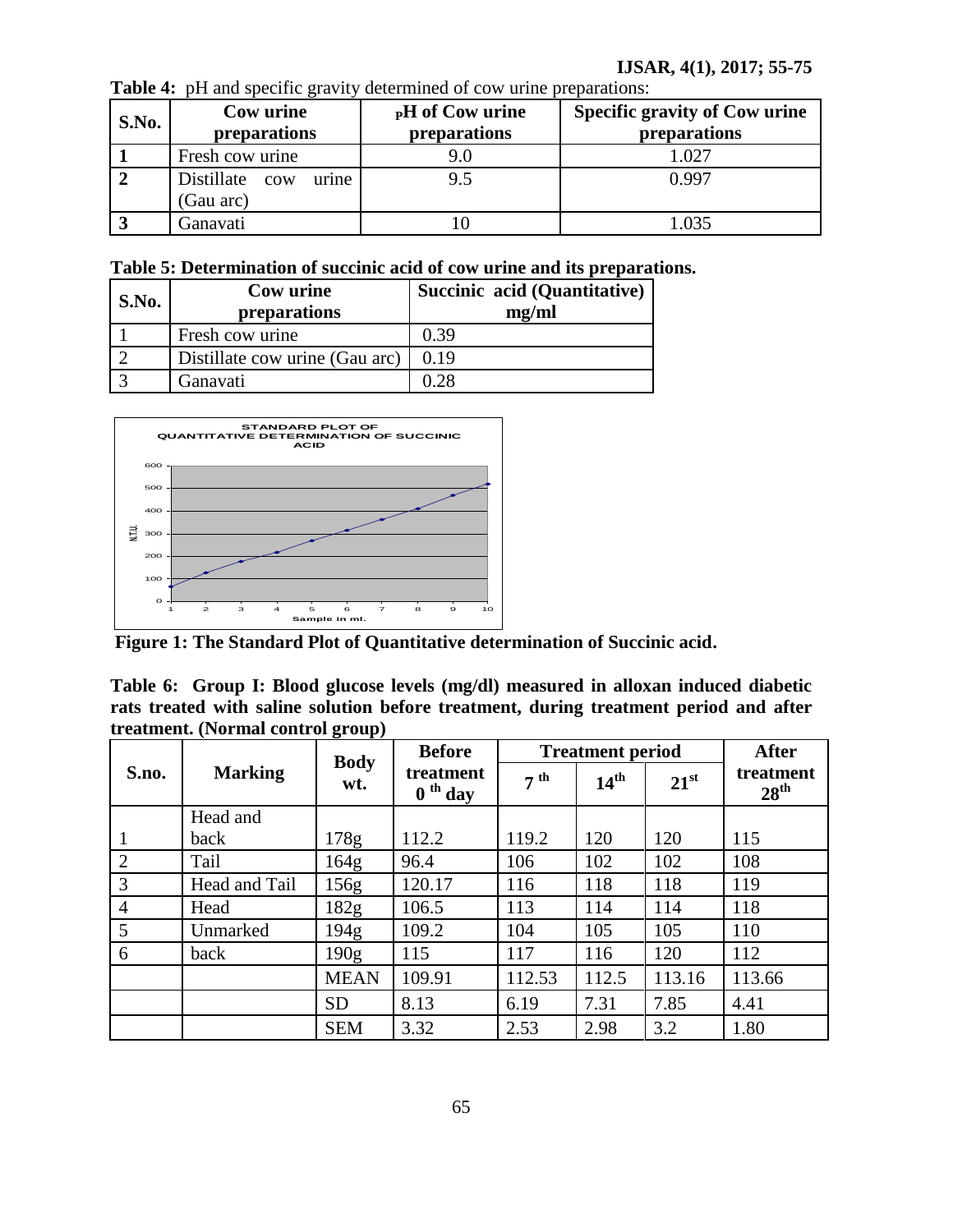**Table 4:** pH and specific gravity determined of cow urine preparations:

| S.No. | Cow urine preparations | pH of Cow urine preparations | Specific gravity of Cow urine preparations |
|---|---|---|---|
| 1 | Fresh cow urine | 9.0 | 1.027 |
| 2 | Distillate cow urine (Gau arc) | 9.5 | 0.997 |
| 3 | Ganavati | 10 | 1.035 |

**Table 5: Determination of succinic acid of cow urine and its preparations.**

| S.No. | Cow urine preparations | Succinic acid (Quantitative) mg/ml |
|---|---|---|
| 1 | Fresh cow urine | 0.39 |
| 2 | Distillate cow urine (Gau arc) | 0.19 |
| 3 | Ganavati | 0.28 |

**Figure 1: The Standard Plot of Quantitative determination of Succinic acid.**

**Table 6: Group I: Blood glucose levels (mg/dl) measured in alloxan induced diabetic rats treated with saline solution before treatment, during treatment period and after treatment. (Normal control group)**

| S.no. | Marking | Body wt. | Before treatment $0^{th}$ day | Treatment period | | | After treatment $28^{th}$ |
|---|---|---|---|---|---|---|---|
| | | | | $7^{th}$ | $14^{th}$ | $21^{st}$ | |
| 1 | Head and back | 178g | 112.2 | 119.2 | 120 | 120 | 115 |
| 2 | Tail | 164g | 96.4 | 106 | 102 | 102 | 108 |
| 3 | Head and Tail | 156g | 120.17 | 116 | 118 | 118 | 119 |
| 4 | Head | 182g | 106.5 | 113 | 114 | 114 | 118 |
| 5 | Unmarked | 194g | 109.2 | 104 | 105 | 105 | 110 |
| 6 | back | 190g | 115 | 117 | 116 | 120 | 112 |
| | | MEAN | 109.91 | 112.53 | 112.5 | 113.16 | 113.66 |
| | | SD | 8.13 | 6.19 | 7.31 | 7.85 | 4.41 |
| | | SEM | 3.32 | 2.53 | 2.98 | 3.2 | 1.80 |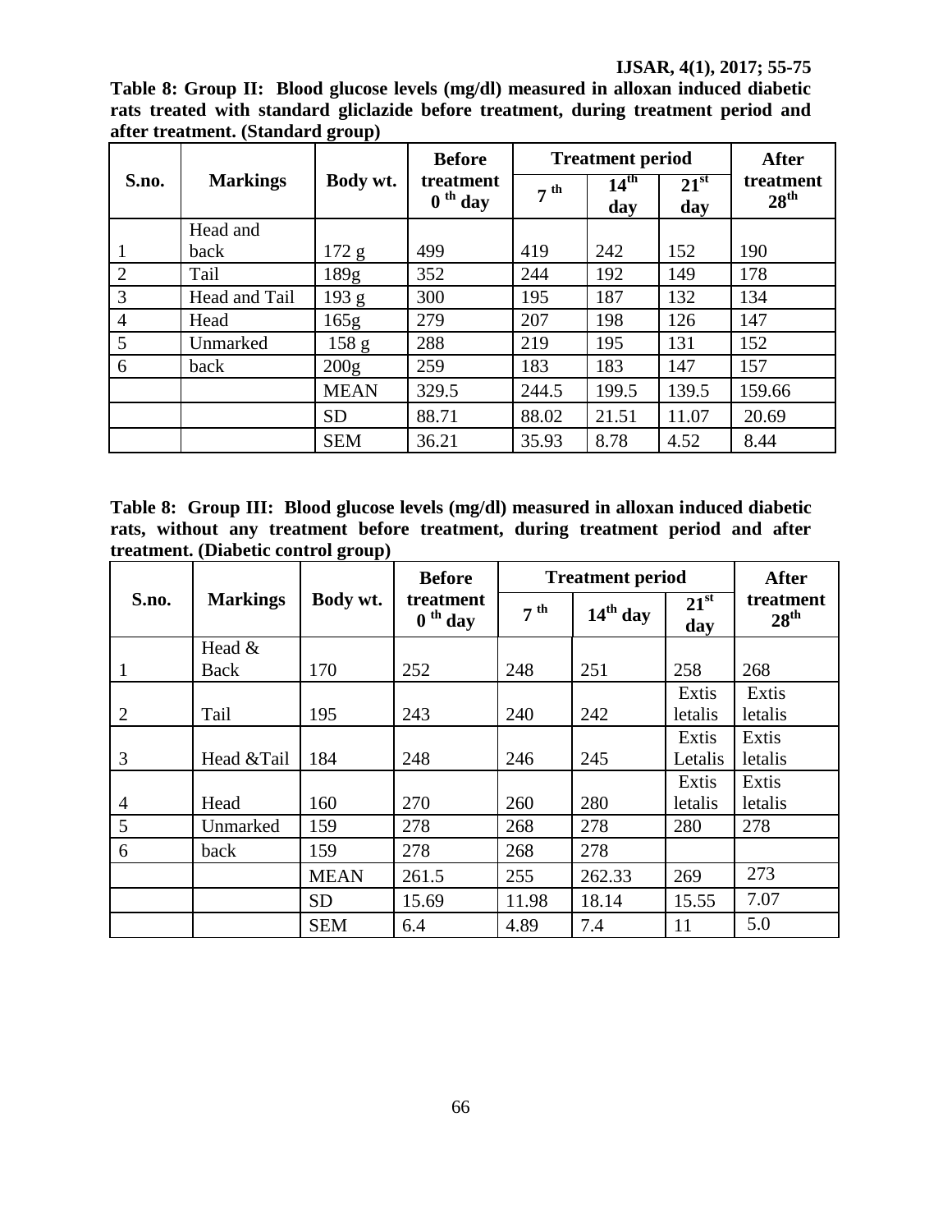**Table 8: Group II: Blood glucose levels (mg/dl) measured in alloxan induced diabetic rats treated with standard gliclazide before treatment, during treatment period and after treatment. (Standard group)**

| S.no. | Markings | Body wt. | Before treatment $0^{th}$ day | Treatment period | | | After treatment $28^{th}$ |
|---|---|---|---|---|---|---|---|
| | | | | $7^{th}$ | $14^{th}$ day | $21^{st}$ day | |
| 1 | Head and back | 172 g | 499 | 419 | 242 | 152 | 190 |
| 2 | Tail | 189g | 352 | 244 | 192 | 149 | 178 |
| 3 | Head and Tail | 193 g | 300 | 195 | 187 | 132 | 134 |
| 4 | Head | 165g | 279 | 207 | 198 | 126 | 147 |
| 5 | Unmarked | 158 g | 288 | 219 | 195 | 131 | 152 |
| 6 | back | 200g | 259 | 183 | 183 | 147 | 157 |
| | | MEAN | 329.5 | 244.5 | 199.5 | 139.5 | 159.66 |
| | | SD | 88.71 | 88.02 | 21.51 | 11.07 | 20.69 |
| | | SEM | 36.21 | 35.93 | 8.78 | 4.52 | 8.44 |

**Table 8: Group III: Blood glucose levels (mg/dl) measured in alloxan induced diabetic rats, without any treatment before treatment, during treatment period and after treatment. (Diabetic control group)**

| S.no. | Markings | Body wt. | Before treatment $0^{th}$ day | Treatment period | | | After treatment $28^{th}$ |
|---|---|---|---|---|---|---|---|
| | | | | $7^{th}$ | $14^{th}$ day | $21^{st}$ day | |
| 1 | Head & Back | 170 | 252 | 248 | 251 | 258 | 268 |
| 2 | Tail | 195 | 243 | 240 | 242 | Extis letalis | Extis letalis |
| 3 | Head &Tail | 184 | 248 | 246 | 245 | Extis Letalis | Extis letalis |
| 4 | Head | 160 | 270 | 260 | 280 | Extis letalis | Extis letalis |
| 5 | Unmarked | 159 | 278 | 268 | 278 | 280 | 278 |
| 6 | back | 159 | 278 | 268 | 278 | | |
| | | MEAN | 261.5 | 255 | 262.33 | 269 | 273 |
| | | SD | 15.69 | 11.98 | 18.14 | 15.55 | 7.07 |
| | | SEM | 6.4 | 4.89 | 7.4 | 11 | 5.0 |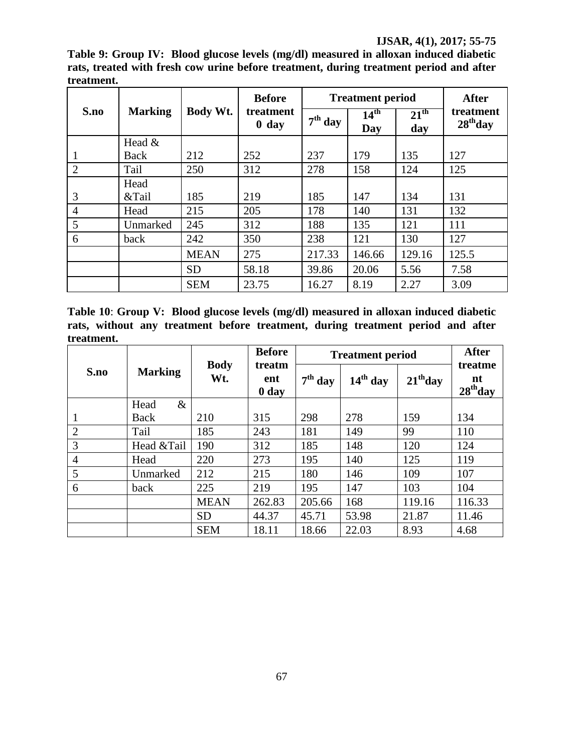**Table 9: Group IV: Blood glucose levels (mg/dl) measured in alloxan induced diabetic rats, treated with fresh cow urine before treatment, during treatment period and after treatment.**

| S.no | Marking | Body Wt. | Before treatment 0 day | Treatment period | | | After treatment $28^{th}$day |
|---|---|---|---|---|---|---|---|
| | | | | $7^{th}$ day | $14^{th}$ Day | $21^{th}$ day | |
| 1 | Head & Back | 212 | 252 | 237 | 179 | 135 | 127 |
| 2 | Tail | 250 | 312 | 278 | 158 | 124 | 125 |
| 3 | Head &Tail | 185 | 219 | 185 | 147 | 134 | 131 |
| 4 | Head | 215 | 205 | 178 | 140 | 131 | 132 |
| 5 | Unmarked | 245 | 312 | 188 | 135 | 121 | 111 |
| 6 | back | 242 | 350 | 238 | 121 | 130 | 127 |
| | | MEAN | 275 | 217.33 | 146.66 | 129.16 | 125.5 |
| | | SD | 58.18 | 39.86 | 20.06 | 5.56 | 7.58 |
| | | SEM | 23.75 | 16.27 | 8.19 | 2.27 | 3.09 |

**Table 10**: **Group V: Blood glucose levels (mg/dl) measured in alloxan induced diabetic rats, without any treatment before treatment, during treatment period and after treatment.**

| S.no | Marking | Body Wt. | Before treatment 0 day | Treatment period | | | After treatment $28^{th}$day |
|---|---|---|---|---|---|---|---|
| | | | | $7^{th}$ day | $14^{th}$ day | $21^{th}$day | |
| 1 | Head & Back | 210 | 315 | 298 | 278 | 159 | 134 |
| 2 | Tail | 185 | 243 | 181 | 149 | 99 | 110 |
| 3 | Head &Tail | 190 | 312 | 185 | 148 | 120 | 124 |
| 4 | Head | 220 | 273 | 195 | 140 | 125 | 119 |
| 5 | Unmarked | 212 | 215 | 180 | 146 | 109 | 107 |
| 6 | back | 225 | 219 | 195 | 147 | 103 | 104 |
| | | MEAN | 262.83 | 205.66 | 168 | 119.16 | 116.33 |
| | | SD | 44.37 | 45.71 | 53.98 | 21.87 | 11.46 |
| | | SEM | 18.11 | 18.66 | 22.03 | 8.93 | 4.68 |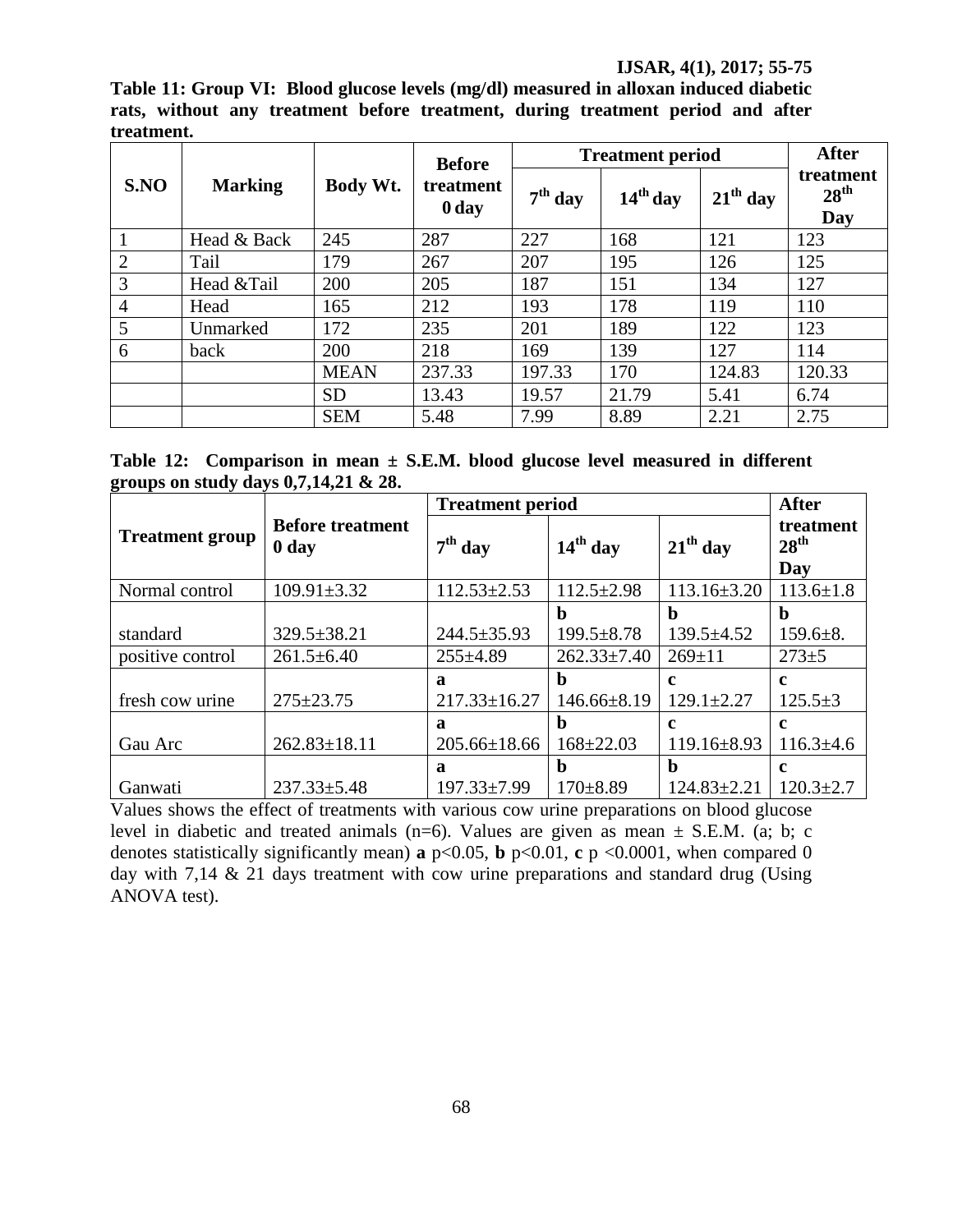**Table 11: Group VI: Blood glucose levels (mg/dl) measured in alloxan induced diabetic rats, without any treatment before treatment, during treatment period and after treatment.**

| S.NO | Marking | Body Wt. | Before treatment 0 day | Treatment period | | | After treatment 28th Day |
|---|---|---|---|---|---|---|---|
| | | | | 7th day | 14th day | 21th day | |
| 1 | Head & Back | 245 | 287 | 227 | 168 | 121 | 123 |
| 2 | Tail | 179 | 267 | 207 | 195 | 126 | 125 |
| 3 | Head &Tail | 200 | 205 | 187 | 151 | 134 | 127 |
| 4 | Head | 165 | 212 | 193 | 178 | 119 | 110 |
| 5 | Unmarked | 172 | 235 | 201 | 189 | 122 | 123 |
| 6 | back | 200 | 218 | 169 | 139 | 127 | 114 |
| | | MEAN | 237.33 | 197.33 | 170 | 124.83 | 120.33 |
| | | SD | 13.43 | 19.57 | 21.79 | 5.41 | 6.74 |
| | | SEM | 5.48 | 7.99 | 8.89 | 2.21 | 2.75 |

**Table 12: Comparison in mean ± S.E.M. blood glucose level measured in different groups on study days 0,7,14,21 & 28.**

| Treatment group | Before treatment 0 day | Treatment period | | | After treatment 28th Day |
|---|---|---|---|---|---|
| | | 7th day | 14th day | 21th day | |
| Normal control | 109.91±3.32 | 112.53±2.53 | 112.5±2.98 | 113.16±3.20 | 113.6±1.8 |
| standard | 329.5±38.21 | 244.5±35.93 | **b** 199.5±8.78 | **b** 139.5±4.52 | **b** 159.6±8. |
| positive control | 261.5±6.40 | 255±4.89 | 262.33±7.40 | 269±11 | 273±5 |
| fresh cow urine | 275±23.75 | **a** 217.33±16.27 | **b** 146.66±8.19 | **c** 129.1±2.27 | **c** 125.5±3 |
| Gau Arc | 262.83±18.11 | **a** 205.66±18.66 | **b** 168±22.03 | **c** 119.16±8.93 | **c** 116.3±4.6 |
| Ganwati | 237.33±5.48 | **a** 197.33±7.99 | **b** 170±8.89 | **b** 124.83±2.21 | **c** 120.3±2.7 |

Values shows the effect of treatments with various cow urine preparations on blood glucose level in diabetic and treated animals (n=6). Values are given as mean ± S.E.M. (a; b; c denotes statistically significantly mean) **a** $p<0.05$, **b** $p<0.01$, **c** $p <0.0001$, when compared 0 day with 7,14 & 21 days treatment with cow urine preparations and standard drug (Using ANOVA test).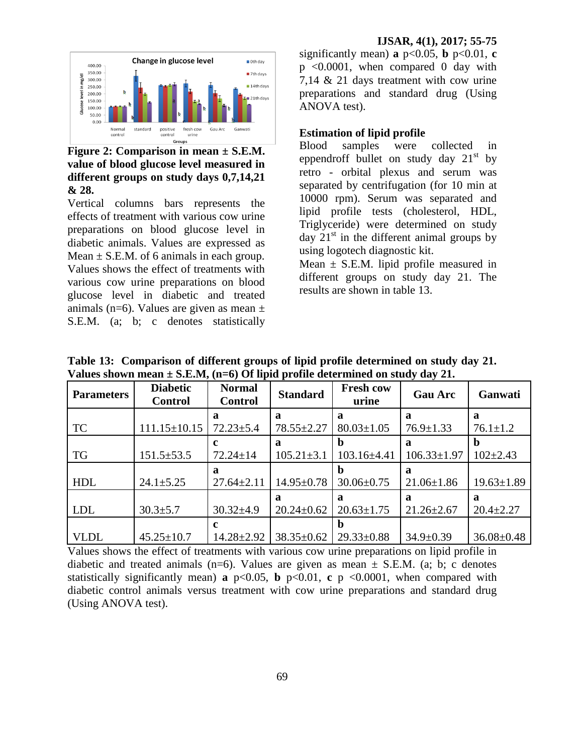**Figure 2: Comparison in mean ± S.E.M. value of blood glucose level measured in different groups on study days 0,7,14,21 & 28.**

Vertical columns bars represents the effects of treatment with various cow urine preparations on blood glucose level in diabetic animals. Values are expressed as Mean ± S.E.M. of 6 animals in each group. Values shows the effect of treatments with various cow urine preparations on blood glucose level in diabetic and treated animals (n=6). Values are given as mean ± S.E.M. (a; b; c denotes statistically significantly mean) **a** $p<0.05$, **b** $p<0.01$, **c** $p<0.0001$, when compared 0 day with 7,14 & 21 days treatment with cow urine preparations and standard drug (Using ANOVA test).

## Estimation of lipid profile

Blood samples were collected in eppendroff bullet on study day 21[st] by retro - orbital plexus and serum was separated by centrifugation (for 10 min at 10000 rpm). Serum was separated and lipid profile tests (cholesterol, HDL, Triglyceride) were determined on study day 21[st] in the different animal groups by using logotech diagnostic kit.

Mean ± S.E.M. lipid profile measured in different groups on study day 21. The results are shown in table 13.

**Table 13: Comparison of different groups of lipid profile determined on study day 21. Values shown mean ± S.E.M, (n=6) Of lipid profile determined on study day 21.**

| Parameters | Diabetic Control | Normal Control | Standard | Fresh cow urine | Gau Arc | Ganwati |
|---|---|---|---|---|---|---|
| TC | 111.15±10.15 | **a** 72.23±5.4 | **a** 78.55±2.27 | **a** 80.03±1.05 | **a** 76.9±1.33 | **a** 76.1±1.2 |
| TG | 151.5±53.5 | **c** 72.24±14 | **a** 105.21±3.1 | **b** 103.16±4.41 | **a** 106.33±1.97 | **b** 102±2.43 |
| HDL | 24.1±5.25 | **a** 27.64±2.11 | 14.95±0.78 | **b** 30.06±0.75 | **a** 21.06±1.86 | 19.63±1.89 |
| LDL | 30.3±5.7 | 30.32±4.9 | **a** 20.24±0.62 | **a** 20.63±1.75 | **a** 21.26±2.67 | **a** 20.4±2.27 |
| VLDL | 45.25±10.7 | **c** 14.28±2.92 | 38.35±0.62 | **b** 29.33±0.88 | 34.9±0.39 | 36.08±0.48 |

Values shows the effect of treatments with various cow urine preparations on lipid profile in diabetic and treated animals (n=6). Values are given as mean ± S.E.M. (a; b; c denotes statistically significantly mean) **a** $p<0.05$, **b** $p<0.01$, **c** $p<0.0001$, when compared with diabetic control animals versus treatment with cow urine preparations and standard drug (Using ANOVA test).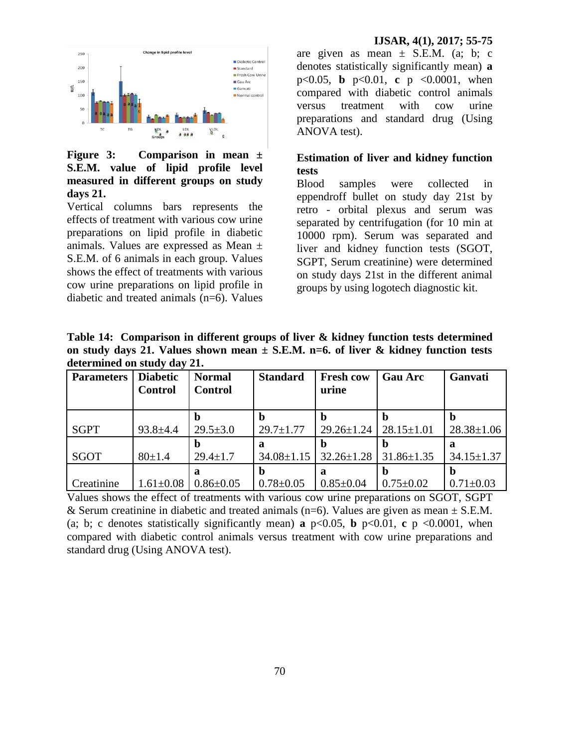**Figure 3: Comparison in mean ± S.E.M. value of lipid profile level measured in different groups on study days 21.**

Vertical columns bars represents the effects of treatment with various cow urine preparations on lipid profile in diabetic animals. Values are expressed as Mean ± S.E.M. of 6 animals in each group. Values shows the effect of treatments with various cow urine preparations on lipid profile in diabetic and treated animals (n=6). Values are given as mean ± S.E.M. (a; b; c denotes statistically significantly mean) **a** $p<0.05$, **b** $p<0.01$, **c** $p<0.0001$, when compared with diabetic control animals versus treatment with cow urine preparations and standard drug (Using ANOVA test).

## Estimation of liver and kidney function tests

Blood samples were collected in eppendroff bullet on study day 21st by retro - orbital plexus and serum was separated by centrifugation (for 10 min at 10000 rpm). Serum was separated and liver and kidney function tests (SGOT, SGPT, Serum creatinine) were determined on study days 21st in the different animal groups by using logotech diagnostic kit.

**Table 14: Comparison in different groups of liver & kidney function tests determined on study days 21. Values shown mean ± S.E.M. n=6. of liver & kidney function tests determined on study day 21.**

| Parameters | Diabetic Control | Normal Control | Standard | Fresh cow urine | Gau Arc | Ganvati |
|---|---|---|---|---|---|---|
| SGPT | 93.8±4.4 | **b** 29.5±3.0 | **b** 29.7±1.77 | **b** 29.26±1.24 | **b** 28.15±1.01 | **b** 28.38±1.06 |
| SGOT | 80±1.4 | **b** 29.4±1.7 | **a** 34.08±1.15 | **b** 32.26±1.28 | **b** 31.86±1.35 | **a** 34.15±1.37 |
| Creatinine | 1.61±0.08 | **a** 0.86±0.05 | **b** 0.78±0.05 | **a** 0.85±0.04 | **b** 0.75±0.02 | **b** 0.71±0.03 |

Values shows the effect of treatments with various cow urine preparations on SGOT, SGPT & Serum creatinine in diabetic and treated animals (n=6). Values are given as mean ± S.E.M. (a; b; c denotes statistically significantly mean) **a** $p<0.05$, **b** $p<0.01$, **c** $p<0.0001$, when compared with diabetic control animals versus treatment with cow urine preparations and standard drug (Using ANOVA test).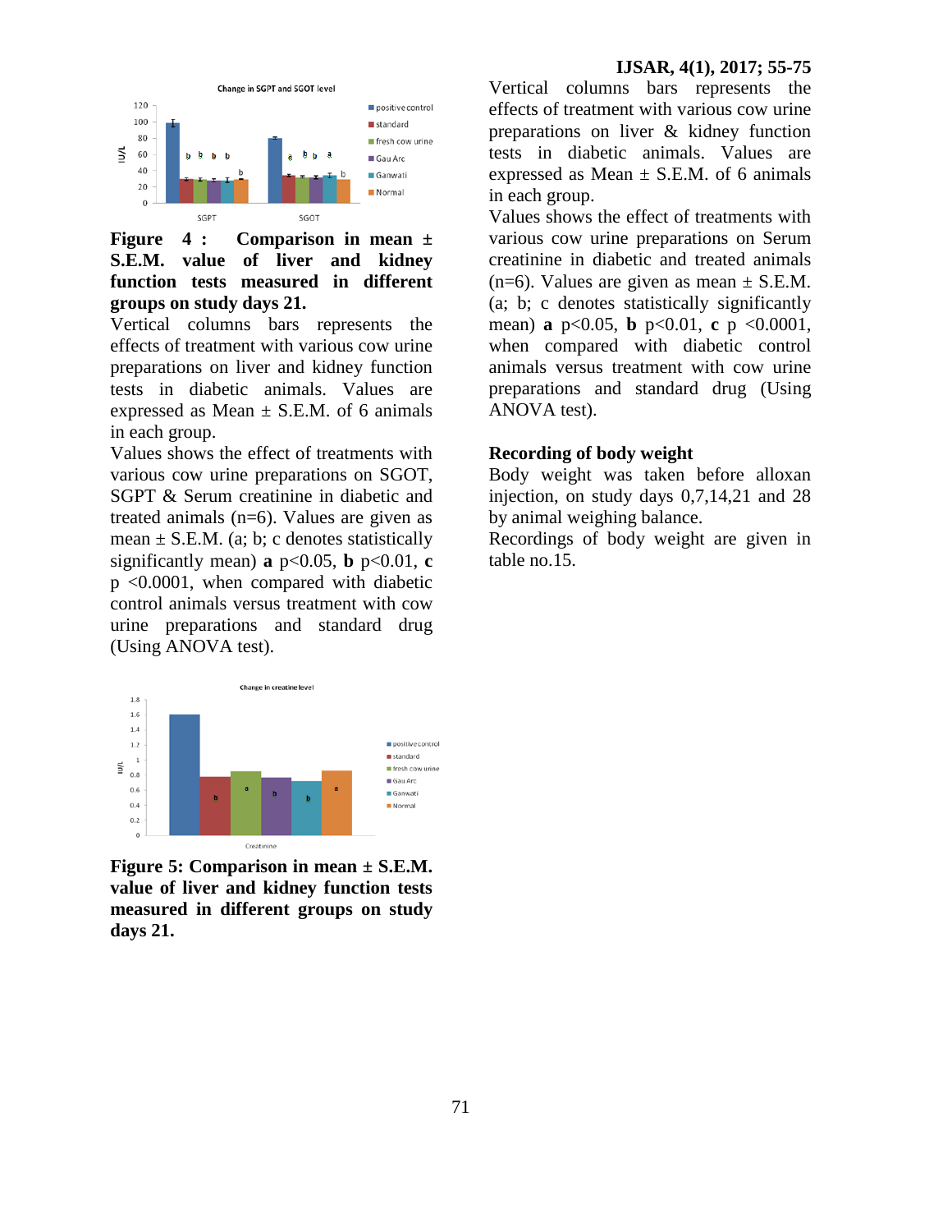**Figure 4 : Comparison in mean ± S.E.M. value of liver and kidney function tests measured in different groups on study days 21.**

Vertical columns bars represents the effects of treatment with various cow urine preparations on liver and kidney function tests in diabetic animals. Values are expressed as Mean ± S.E.M. of 6 animals in each group.

Values shows the effect of treatments with various cow urine preparations on SGOT, SGPT & Serum creatinine in diabetic and treated animals (n=6). Values are given as mean ± S.E.M. (a; b; c denotes statistically significantly mean) **a** $p<0.05$, **b** $p<0.01$, **c** $p<0.0001$, when compared with diabetic control animals versus treatment with cow urine preparations and standard drug (Using ANOVA test).

**Figure 5: Comparison in mean ± S.E.M. value of liver and kidney function tests measured in different groups on study days 21.**

Vertical columns bars represents the effects of treatment with various cow urine preparations on liver & kidney function tests in diabetic animals. Values are expressed as Mean ± S.E.M. of 6 animals in each group.

Values shows the effect of treatments with various cow urine preparations on Serum creatinine in diabetic and treated animals (n=6). Values are given as mean ± S.E.M. (a; b; c denotes statistically significantly mean) **a** $p<0.05$, **b** $p<0.01$, **c** $p<0.0001$, when compared with diabetic control animals versus treatment with cow urine preparations and standard drug (Using ANOVA test).

**Recording of body weight**

Body weight was taken before alloxan injection, on study days 0,7,14,21 and 28 by animal weighing balance.

Recordings of body weight are given in table no.15.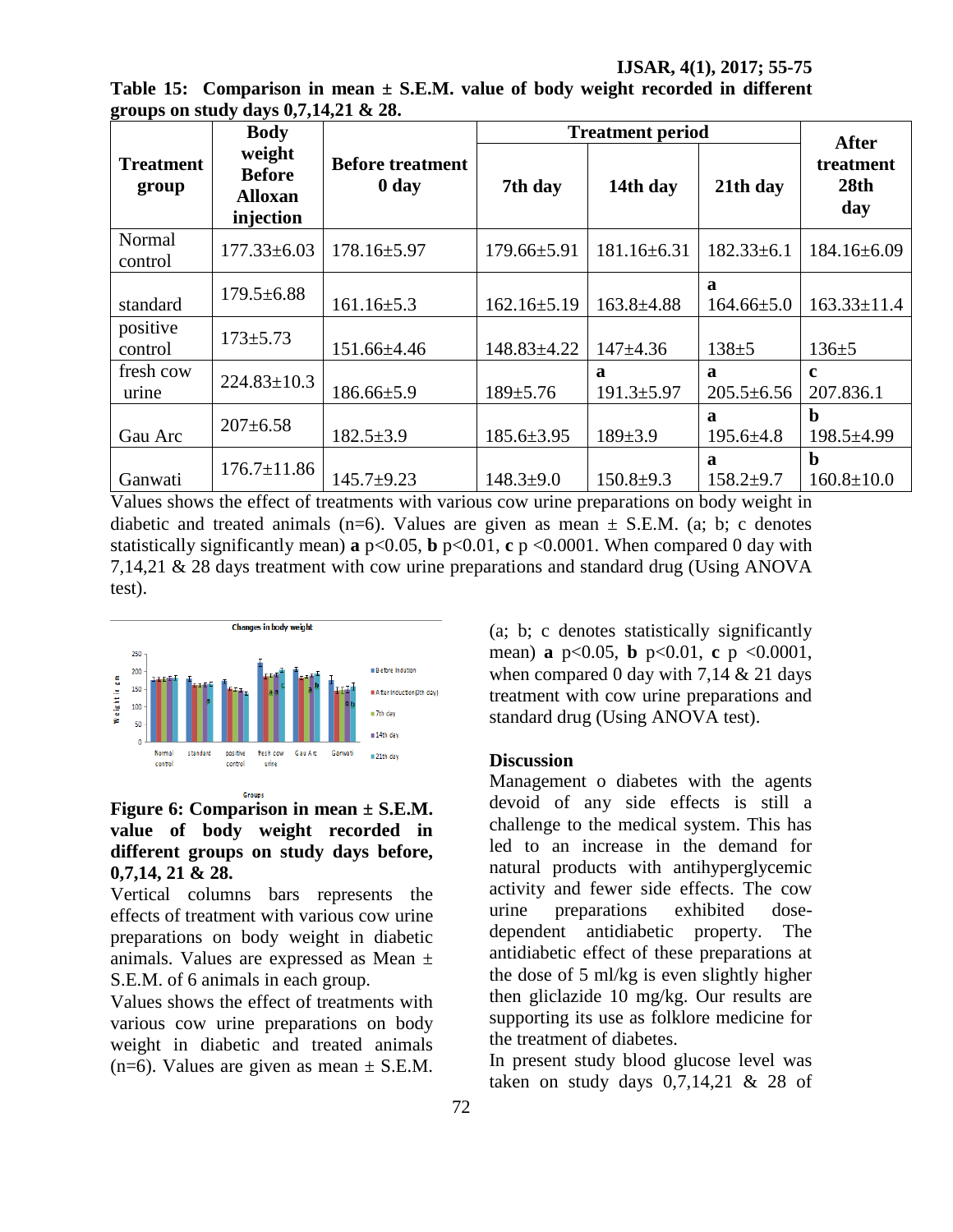**Table 15: Comparison in mean ± S.E.M. value of body weight recorded in different groups on study days 0,7,14,21 & 28.**

| Treatment group | Body weight Before Alloxan injection | Before treatment 0 day | Treatment period | | | After treatment 28th day |
|---|---|---|---|---|---|---|
| | | | 7th day | 14th day | 21th day | |
| Normal control | 177.33±6.03 | 178.16±5.97 | 179.66±5.91 | 181.16±6.31 | 182.33±6.1 | 184.16±6.09 |
| standard | 179.5±6.88 | 161.16±5.3 | 162.16±5.19 | 163.8±4.88 | a 164.66±5.0 | 163.33±11.4 |
| positive control | 173±5.73 | 151.66±4.46 | 148.83±4.22 | 147±4.36 | 138±5 | 136±5 |
| fresh cow urine | 224.83±10.3 | 186.66±5.9 | 189±5.76 | a 191.3±5.97 | a 205.5±6.56 | c 207.836.1 |
| Gau Arc | 207±6.58 | 182.5±3.9 | 185.6±3.95 | 189±3.9 | a 195.6±4.8 | b 198.5±4.99 |
| Ganwati | 176.7±11.86 | 145.7±9.23 | 148.3±9.0 | 150.8±9.3 | a 158.2±9.7 | b 160.8±10.0 |

Values shows the effect of treatments with various cow urine preparations on body weight in diabetic and treated animals (n=6). Values are given as mean ± S.E.M. (a; b; c denotes statistically significantly mean) **a** $p<0.05$, **b** $p<0.01$, **c** $p<0.0001$. When compared 0 day with 7,14,21 & 28 days treatment with cow urine preparations and standard drug (Using ANOVA test).

**Figure 6: Comparison in mean ± S.E.M. value of body weight recorded in different groups on study days before, 0,7,14, 21 & 28.**

Vertical columns bars represents the effects of treatment with various cow urine preparations on body weight in diabetic animals. Values are expressed as Mean ± S.E.M. of 6 animals in each group.

Values shows the effect of treatments with various cow urine preparations on body weight in diabetic and treated animals (n=6). Values are given as mean ± S.E.M. (a; b; c denotes statistically significantly mean) **a** $p<0.05$, **b** $p<0.01$, **c** $p<0.0001$, when compared 0 day with 7,14 & 21 days treatment with cow urine preparations and standard drug (Using ANOVA test).

## Discussion

Management o diabetes with the agents devoid of any side effects is still a challenge to the medical system. This has led to an increase in the demand for natural products with antihyperglycemic activity and fewer side effects. The cow urine preparations exhibited dose-dependent antidiabetic property. The antidiabetic effect of these preparations at the dose of 5 ml/kg is even slightly higher then gliclazide 10 mg/kg. Our results are supporting its use as folklore medicine for the treatment of diabetes.

In present study blood glucose level was taken on study days 0,7,14,21 & 28 of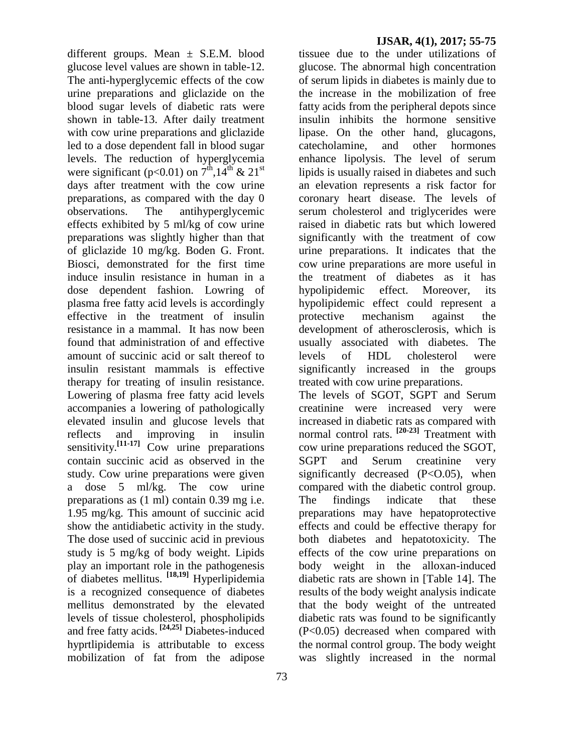different groups. Mean ± S.E.M. blood glucose level values are shown in table-12. The anti-hyperglycemic effects of the cow urine preparations and gliclazide on the blood sugar levels of diabetic rats were shown in table-13. After daily treatment with cow urine preparations and gliclazide led to a dose dependent fall in blood sugar levels. The reduction of hyperglycemia were significant ($p<0.01$) on 7$^{th}$,14$^{th}$ & 21$^{st}$ days after treatment with the cow urine preparations, as compared with the day 0 observations. The antihyperglycemic effects exhibited by 5 ml/kg of cow urine preparations was slightly higher than that of gliclazide 10 mg/kg. Boden G. Front. Biosci, demonstrated for the first time induce insulin resistance in human in a dose dependent fashion. Lowring of plasma free fatty acid levels is accordingly effective in the treatment of insulin resistance in a mammal. It has now been found that administration of and effective amount of succinic acid or salt thereof to insulin resistant mammals is effective therapy for treating of insulin resistance. Lowering of plasma free fatty acid levels accompanies a lowering of pathologically elevated insulin and glucose levels that reflects and improving in insulin sensitivity.[11-17] Cow urine preparations contain succinic acid as observed in the study. Cow urine preparations were given a dose 5 ml/kg. The cow urine preparations as (1 ml) contain 0.39 mg i.e. 1.95 mg/kg. This amount of succinic acid show the antidiabetic activity in the study. The dose used of succinic acid in previous study is 5 mg/kg of body weight. Lipids play an important role in the pathogenesis of diabetes mellitus. [18,19] Hyperlipidemia is a recognized consequence of diabetes mellitus demonstrated by the elevated levels of tissue cholesterol, phospholipids and free fatty acids. [24,25] Diabetes-induced hyprtlipidemia is attributable to excess mobilization of fat from the adipose tissuee due to the under utilizations of glucose. The abnormal high concentration of serum lipids in diabetes is mainly due to the increase in the mobilization of free fatty acids from the peripheral depots since insulin inhibits the hormone sensitive lipase. On the other hand, glucagons, catecholamine, and other hormones enhance lipolysis. The level of serum lipids is usually raised in diabetes and such an elevation represents a risk factor for coronary heart disease. The levels of serum cholesterol and triglycerides were raised in diabetic rats but which lowered significantly with the treatment of cow urine preparations. It indicates that the cow urine preparations are more useful in the treatment of diabetes as it has hypolipidemic effect. Moreover, its hypolipidemic effect could represent a protective mechanism against the development of atherosclerosis, which is usually associated with diabetes. The levels of HDL cholesterol were significantly increased in the groups treated with cow urine preparations.

The levels of SGOT, SGPT and Serum creatinine were increased very were increased in diabetic rats as compared with normal control rats. [20-23] Treatment with cow urine preparations reduced the SGOT, SGPT and Serum creatinine very significantly decreased (P<O.05), when compared with the diabetic control group. The findings indicate that these preparations may have hepatoprotective effects and could be effective therapy for both diabetes and hepatotoxicity. The effects of the cow urine preparations on body weight in the alloxan-induced diabetic rats are shown in [Table 14]. The results of the body weight analysis indicate that the body weight of the untreated diabetic rats was found to be significantly ($P<0.05$) decreased when compared with the normal control group. The body weight was slightly increased in the normal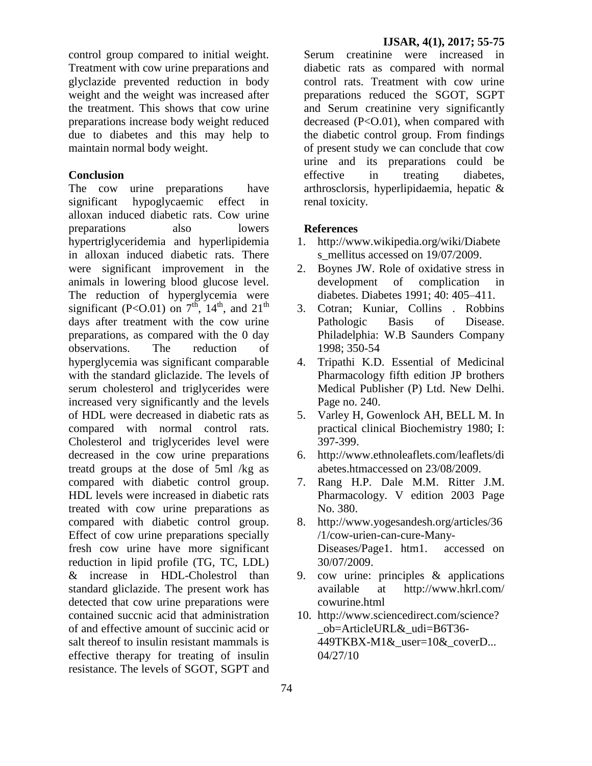control group compared to initial weight. Treatment with cow urine preparations and glyclazide prevented reduction in body weight and the weight was increased after the treatment. This shows that cow urine preparations increase body weight reduced due to diabetes and this may help to maintain normal body weight.

**Conclusion**

The cow urine preparations have significant hypoglycaemic effect in alloxan induced diabetic rats. Cow urine preparations also lowers hypertriglyceridemia and hyperlipidemia in alloxan induced diabetic rats. There were significant improvement in the animals in lowering blood glucose level. The reduction of hyperglycemia were significant (P<O.01) on $7^{th}$, $14^{th}$, and $21^{th}$ days after treatment with the cow urine preparations, as compared with the 0 day observations. The reduction of hyperglycemia was significant comparable with the standard gliclazide. The levels of serum cholesterol and triglycerides were increased very significantly and the levels of HDL were decreased in diabetic rats as compared with normal control rats. Cholesterol and triglycerides level were decreased in the cow urine preparations treatd groups at the dose of 5ml /kg as compared with diabetic control group. HDL levels were increased in diabetic rats treated with cow urine preparations as compared with diabetic control group. Effect of cow urine preparations specially fresh cow urine have more significant reduction in lipid profile (TG, TC, LDL) & increase in HDL-Cholestrol than standard gliclazide. The present work has detected that cow urine preparations were contained succnic acid that administration of and effective amount of succinic acid or salt thereof to insulin resistant mammals is effective therapy for treating of insulin resistance. The levels of SGOT, SGPT and Serum creatinine were increased in diabetic rats as compared with normal control rats. Treatment with cow urine preparations reduced the SGOT, SGPT and Serum creatinine very significantly decreased (P<O.01), when compared with the diabetic control group. From findings of present study we can conclude that cow urine and its preparations could be effective in treating diabetes, arthrosclorsis, hyperlipidaemia, hepatic & renal toxicity.

**References**

1. http://www.wikipedia.org/wiki/Diabetes_mellitus accessed on 19/07/2009.
2. Boynes JW. Role of oxidative stress in development of complication in diabetes. Diabetes 1991; 40: 405–411.
3. Cotran; Kuniar, Collins . Robbins Pathologic Basis of Disease. Philadelphia: W.B Saunders Company 1998; 350-54
4. Tripathi K.D. Essential of Medicinal Pharmacology fifth edition JP brothers Medical Publisher (P) Ltd. New Delhi. Page no. 240.
5. Varley H, Gowenlock AH, BELL M. In practical clinical Biochemistry 1980; I: 397-399.
6. http://www.ethnoleaflets.com/leaflets/diabetes.htmaccessed on 23/08/2009.
7. Rang H.P. Dale M.M. Ritter J.M. Pharmacology. V edition 2003 Page No. 380.
8. http://www.yogesandesh.org/articles/36/1/cow-urien-can-cure-Many-Diseases/Page1. htm1. accessed on 30/07/2009.
9. cow urine: principles & applications available at http://www.hkrl.com/cowurine.html
10. http://www.sciencedirect.com/science?_ob=ArticleURL&_udi=B6T36-449TKBX-M1&_user=10&_coverD... 04/27/10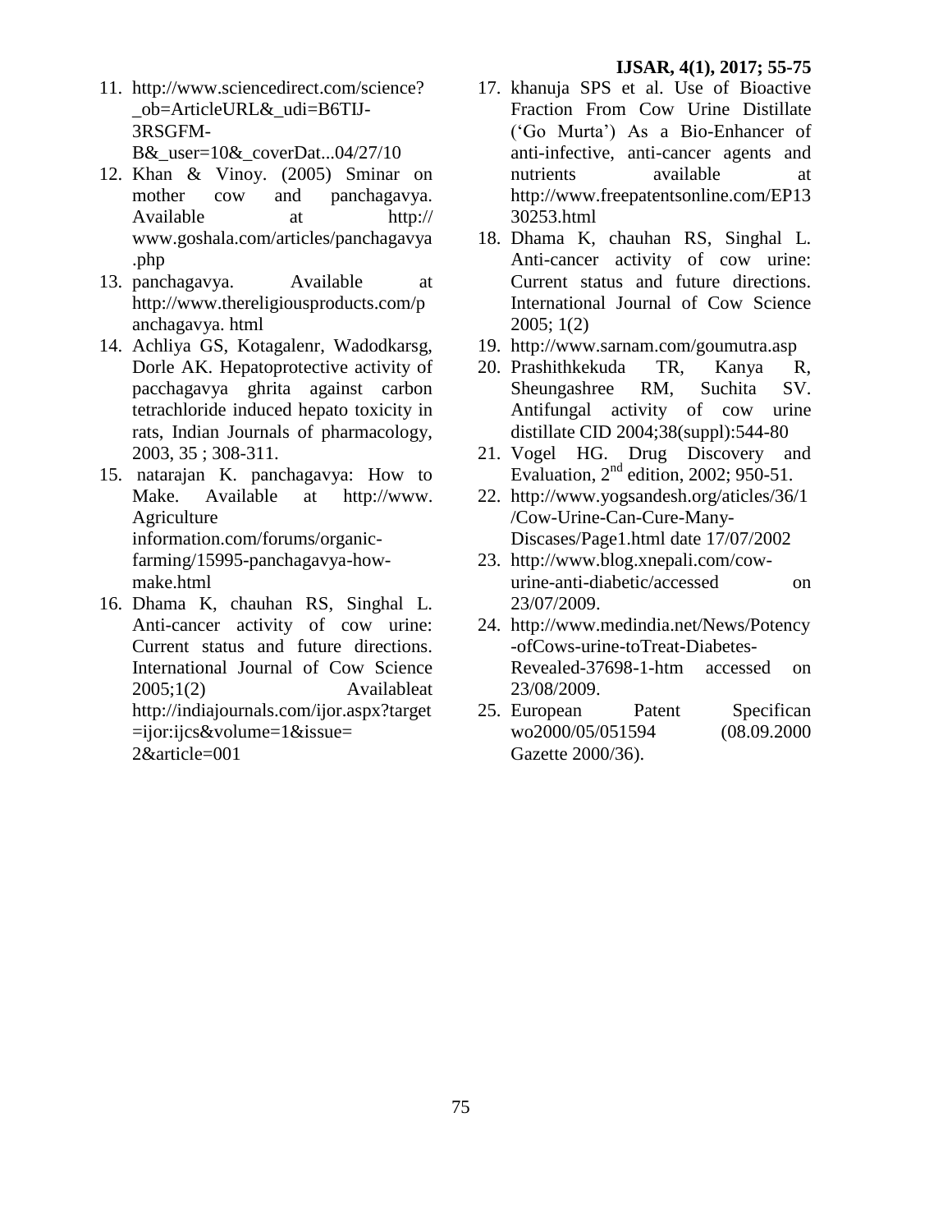11. http://www.sciencedirect.com/science?_ob=ArticleURL&_udi=B6TIJ-3RSGFM-B&_user=10&_coverDat...04/27/10
12. Khan & Vinoy. (2005) Sminar on mother cow and panchagavya. Available at http:// www.goshala.com/articles/panchagavya.php
13. panchagavya. Available at http://www.thereligiousproducts.com/panchagavya. html
14. Achliya GS, Kotagalenr, Wadodkarsg, Dorle AK. Hepatoprotective activity of pacchagavya ghrita against carbon tetrachloride induced hepato toxicity in rats, Indian Journals of pharmacology, 2003, 35 ; 308-311.
15. natarajan K. panchagavya: How to Make. Available at http://www. Agriculture information.com/forums/organic-farming/15995-panchagavya-how-make.html
16. Dhama K, chauhan RS, Singhal L. Anti-cancer activity of cow urine: Current status and future directions. International Journal of Cow Science 2005;1(2) Availableat http://indiajournals.com/ijor.aspx?target=ijor:ijcs&volume=1&issue=2&article=001
17. khanuja SPS et al. Use of Bioactive Fraction From Cow Urine Distillate ('Go Murta') As a Bio-Enhancer of anti-infective, anti-cancer agents and nutrients available at http://www.freepatentsonline.com/EP1330253.html
18. Dhama K, chauhan RS, Singhal L. Anti-cancer activity of cow urine: Current status and future directions. International Journal of Cow Science 2005; 1(2)
19. http://www.sarnam.com/goumutra.asp
20. Prashithkekuda TR, Kanya R, Sheungashree RM, Suchita SV. Antifungal activity of cow urine distillate CID 2004;38(suppl):544-80
21. Vogel HG. Drug Discovery and Evaluation, 2nd edition, 2002; 950-51.
22. http://www.yogsandesh.org/aticles/36/1/Cow-Urine-Can-Cure-Many-Discases/Page1.html date 17/07/2002
23. http://www.blog.xnepali.com/cow-urine-anti-diabetic/accessed on 23/07/2009.
24. http://www.medindia.net/News/Potency-ofCows-urine-toTreat-Diabetes-Revealed-37698-1-htm accessed on 23/08/2009.
25. European Patent Specifican wo2000/05/051594 (08.09.2000 Gazette 2000/36).